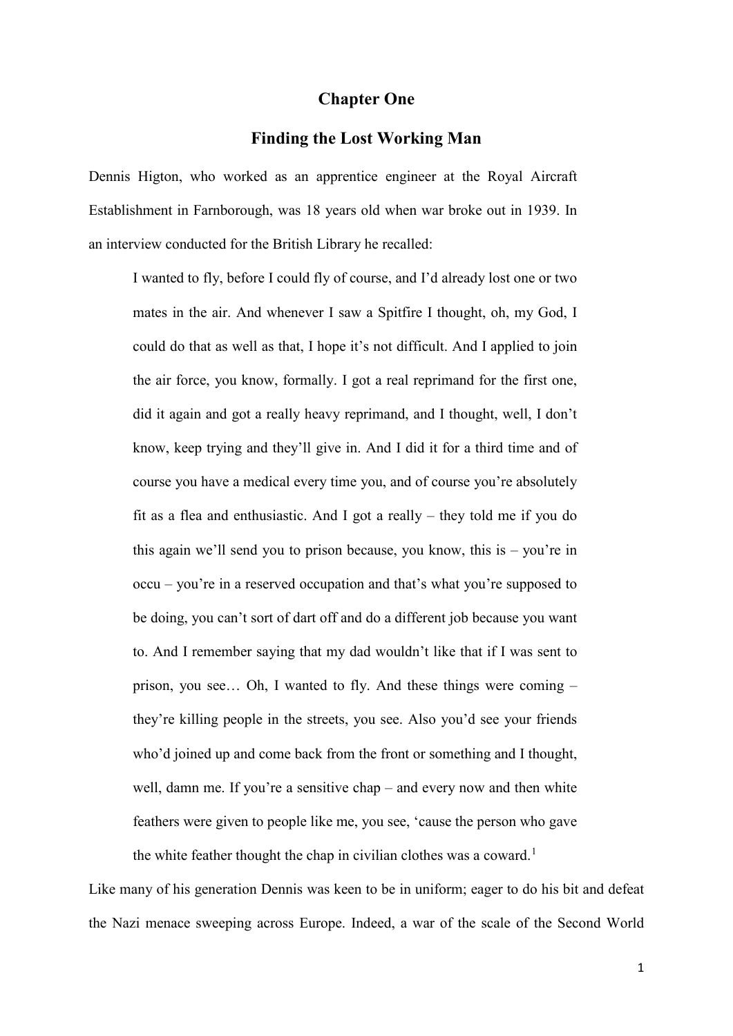# Chapter One

## Finding the Lost Working Man

Dennis Higton, who worked as an apprentice engineer at the Royal Aircraft Establishment in Farnborough, was 18 years old when war broke out in 1939. In an interview conducted for the British Library he recalled:

> I wanted to fly, before I could fly of course, and I'd already lost one or two mates in the air. And whenever I saw a Spitfire I thought, oh, my God, I could do that as well as that, I hope it's not difficult. And I applied to join the air force, you know, formally. I got a real reprimand for the first one, did it again and got a really heavy reprimand, and I thought, well, I don't know, keep trying and they'll give in. And I did it for a third time and of course you have a medical every time you, and of course you're absolutely fit as a flea and enthusiastic. And I got a really – they told me if you do this again we'll send you to prison because, you know, this is – you're in occu – you're in a reserved occupation and that's what you're supposed to be doing, you can't sort of dart off and do a different job because you want to. And I remember saying that my dad wouldn't like that if I was sent to prison, you see… Oh, I wanted to fly. And these things were coming – they're killing people in the streets, you see. Also you'd see your friends who'd joined up and come back from the front or something and I thought, well, damn me. If you're a sensitive chap – and every now and then white feathers were given to people like me, you see, 'cause the person who gave the white feather thought the chap in civilian clothes was a coward.[1]

Like many of his generation Dennis was keen to be in uniform; eager to do his bit and defeat the Nazi menace sweeping across Europe. Indeed, a war of the scale of the Second World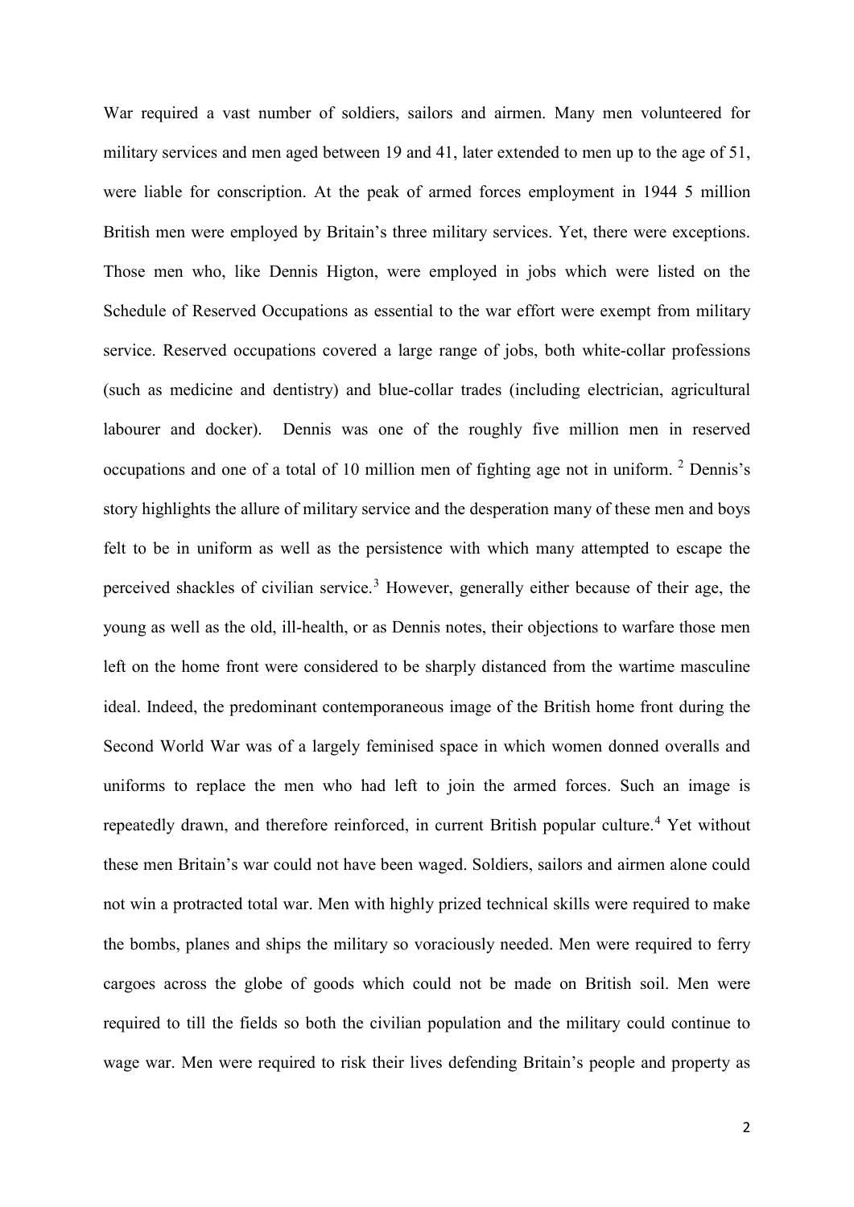War required a vast number of soldiers, sailors and airmen. Many men volunteered for military services and men aged between 19 and 41, later extended to men up to the age of 51, were liable for conscription. At the peak of armed forces employment in 1944 5 million British men were employed by Britain's three military services. Yet, there were exceptions. Those men who, like Dennis Higton, were employed in jobs which were listed on the Schedule of Reserved Occupations as essential to the war effort were exempt from military service. Reserved occupations covered a large range of jobs, both white-collar professions (such as medicine and dentistry) and blue-collar trades (including electrician, agricultural labourer and docker). Dennis was one of the roughly five million men in reserved occupations and one of a total of 10 million men of fighting age not in uniform. [2] Dennis's story highlights the allure of military service and the desperation many of these men and boys felt to be in uniform as well as the persistence with which many attempted to escape the perceived shackles of civilian service.[3] However, generally either because of their age, the young as well as the old, ill-health, or as Dennis notes, their objections to warfare those men left on the home front were considered to be sharply distanced from the wartime masculine ideal. Indeed, the predominant contemporaneous image of the British home front during the Second World War was of a largely feminised space in which women donned overalls and uniforms to replace the men who had left to join the armed forces. Such an image is repeatedly drawn, and therefore reinforced, in current British popular culture.[4] Yet without these men Britain's war could not have been waged. Soldiers, sailors and airmen alone could not win a protracted total war. Men with highly prized technical skills were required to make the bombs, planes and ships the military so voraciously needed. Men were required to ferry cargoes across the globe of goods which could not be made on British soil. Men were required to till the fields so both the civilian population and the military could continue to wage war. Men were required to risk their lives defending Britain's people and property as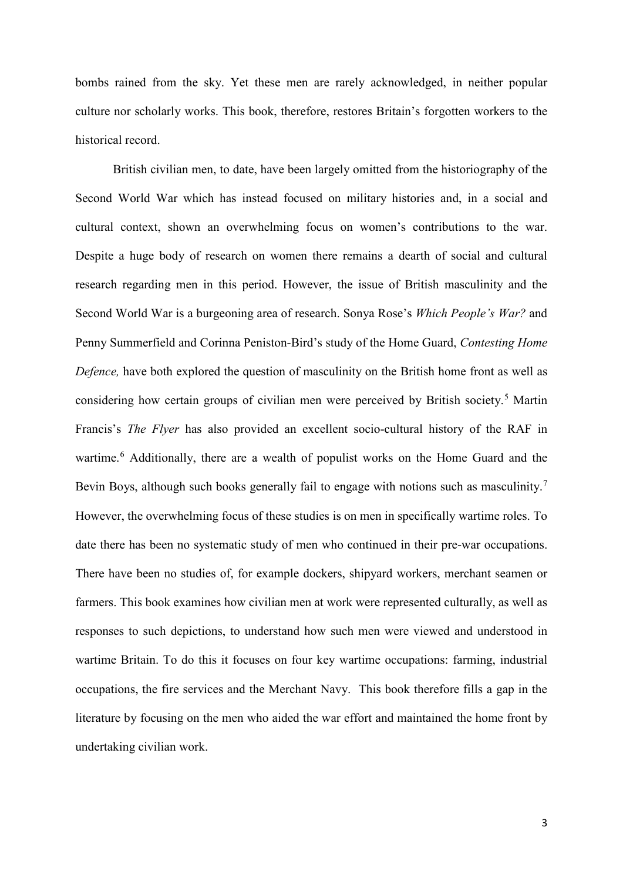bombs rained from the sky. Yet these men are rarely acknowledged, in neither popular culture nor scholarly works. This book, therefore, restores Britain's forgotten workers to the historical record.

British civilian men, to date, have been largely omitted from the historiography of the Second World War which has instead focused on military histories and, in a social and cultural context, shown an overwhelming focus on women's contributions to the war. Despite a huge body of research on women there remains a dearth of social and cultural research regarding men in this period. However, the issue of British masculinity and the Second World War is a burgeoning area of research. Sonya Rose's *Which People's War?* and Penny Summerfield and Corinna Peniston-Bird's study of the Home Guard, *Contesting Home Defence,* have both explored the question of masculinity on the British home front as well as considering how certain groups of civilian men were perceived by British society.[5] Martin Francis's *The Flyer* has also provided an excellent socio-cultural history of the RAF in wartime.[6] Additionally, there are a wealth of populist works on the Home Guard and the Bevin Boys, although such books generally fail to engage with notions such as masculinity.[7] However, the overwhelming focus of these studies is on men in specifically wartime roles. To date there has been no systematic study of men who continued in their pre-war occupations. There have been no studies of, for example dockers, shipyard workers, merchant seamen or farmers. This book examines how civilian men at work were represented culturally, as well as responses to such depictions, to understand how such men were viewed and understood in wartime Britain. To do this it focuses on four key wartime occupations: farming, industrial occupations, the fire services and the Merchant Navy. This book therefore fills a gap in the literature by focusing on the men who aided the war effort and maintained the home front by undertaking civilian work.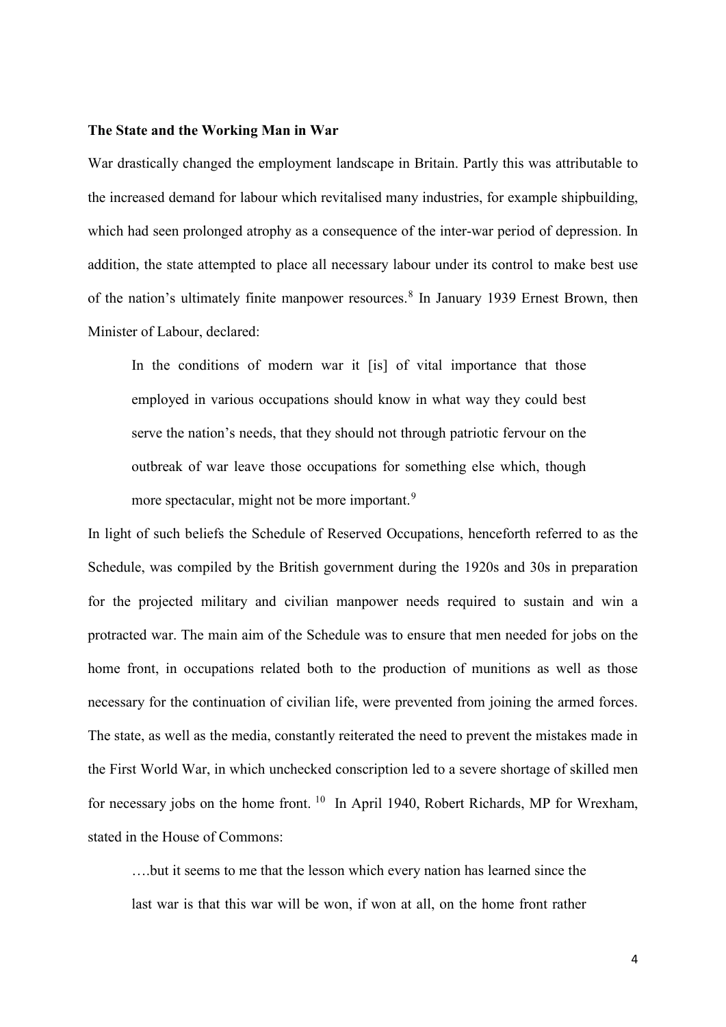**The State and the Working Man in War**

War drastically changed the employment landscape in Britain. Partly this was attributable to the increased demand for labour which revitalised many industries, for example shipbuilding, which had seen prolonged atrophy as a consequence of the inter-war period of depression. In addition, the state attempted to place all necessary labour under its control to make best use of the nation's ultimately finite manpower resources.[8] In January 1939 Ernest Brown, then Minister of Labour, declared:

> In the conditions of modern war it [is] of vital importance that those employed in various occupations should know in what way they could best serve the nation's needs, that they should not through patriotic fervour on the outbreak of war leave those occupations for something else which, though more spectacular, might not be more important.[9]

In light of such beliefs the Schedule of Reserved Occupations, henceforth referred to as the Schedule, was compiled by the British government during the 1920s and 30s in preparation for the projected military and civilian manpower needs required to sustain and win a protracted war. The main aim of the Schedule was to ensure that men needed for jobs on the home front, in occupations related both to the production of munitions as well as those necessary for the continuation of civilian life, were prevented from joining the armed forces. The state, as well as the media, constantly reiterated the need to prevent the mistakes made in the First World War, in which unchecked conscription led to a severe shortage of skilled men for necessary jobs on the home front. [10] In April 1940, Robert Richards, MP for Wrexham, stated in the House of Commons:

> ….but it seems to me that the lesson which every nation has learned since the last war is that this war will be won, if won at all, on the home front rather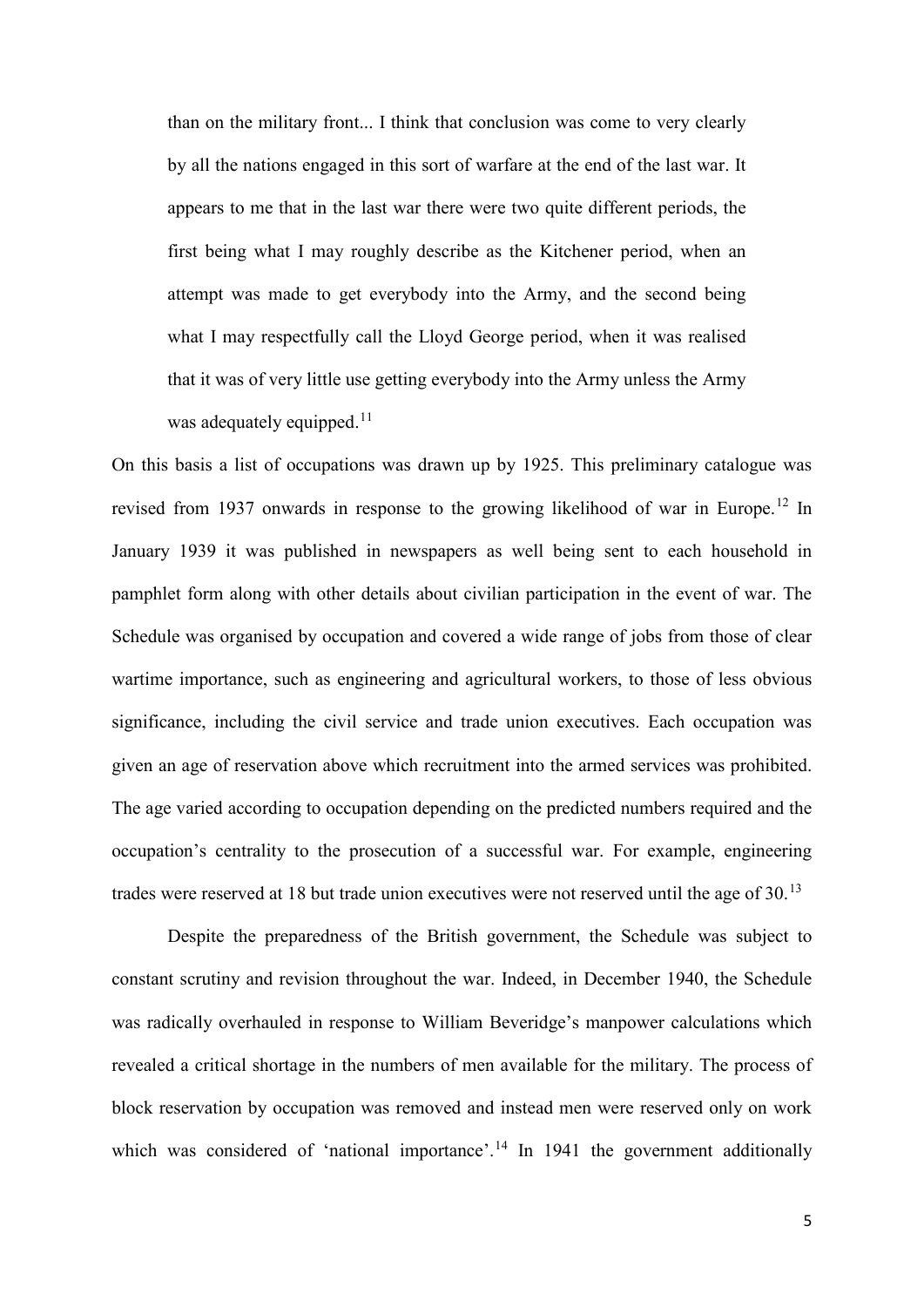> than on the military front... I think that conclusion was come to very clearly by all the nations engaged in this sort of warfare at the end of the last war. It appears to me that in the last war there were two quite different periods, the first being what I may roughly describe as the Kitchener period, when an attempt was made to get everybody into the Army, and the second being what I may respectfully call the Lloyd George period, when it was realised that it was of very little use getting everybody into the Army unless the Army was adequately equipped.[11]

On this basis a list of occupations was drawn up by 1925. This preliminary catalogue was revised from 1937 onwards in response to the growing likelihood of war in Europe.[12] In January 1939 it was published in newspapers as well being sent to each household in pamphlet form along with other details about civilian participation in the event of war. The Schedule was organised by occupation and covered a wide range of jobs from those of clear wartime importance, such as engineering and agricultural workers, to those of less obvious significance, including the civil service and trade union executives. Each occupation was given an age of reservation above which recruitment into the armed services was prohibited. The age varied according to occupation depending on the predicted numbers required and the occupation's centrality to the prosecution of a successful war. For example, engineering trades were reserved at 18 but trade union executives were not reserved until the age of 30.[13]

Despite the preparedness of the British government, the Schedule was subject to constant scrutiny and revision throughout the war. Indeed, in December 1940, the Schedule was radically overhauled in response to William Beveridge's manpower calculations which revealed a critical shortage in the numbers of men available for the military. The process of block reservation by occupation was removed and instead men were reserved only on work which was considered of 'national importance'.[14] In 1941 the government additionally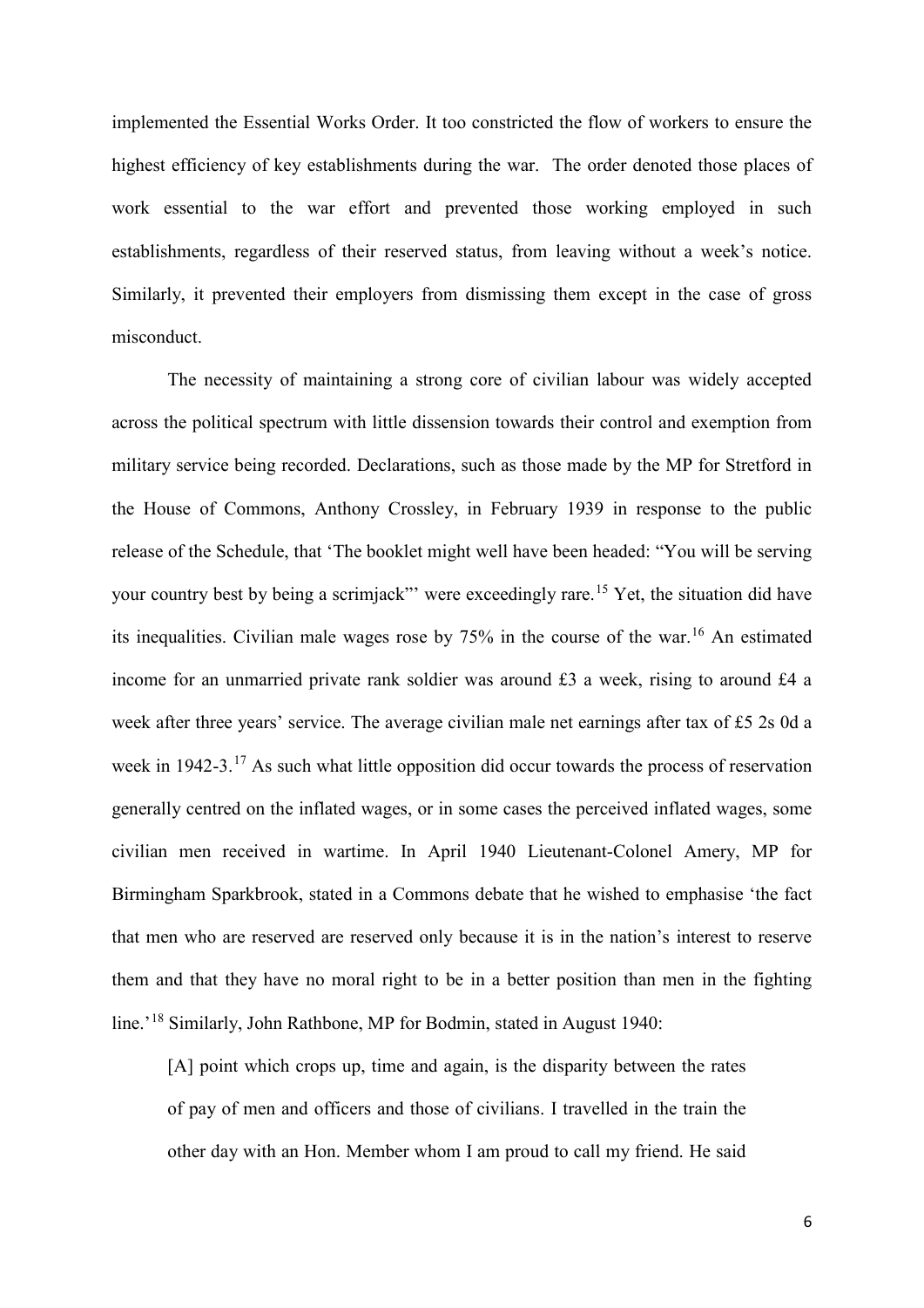implemented the Essential Works Order. It too constricted the flow of workers to ensure the highest efficiency of key establishments during the war. The order denoted those places of work essential to the war effort and prevented those working employed in such establishments, regardless of their reserved status, from leaving without a week's notice. Similarly, it prevented their employers from dismissing them except in the case of gross misconduct.

The necessity of maintaining a strong core of civilian labour was widely accepted across the political spectrum with little dissension towards their control and exemption from military service being recorded. Declarations, such as those made by the MP for Stretford in the House of Commons, Anthony Crossley, in February 1939 in response to the public release of the Schedule, that 'The booklet might well have been headed: "You will be serving your country best by being a scrimjack"' were exceedingly rare.[15] Yet, the situation did have its inequalities. Civilian male wages rose by 75% in the course of the war.[16] An estimated income for an unmarried private rank soldier was around £3 a week, rising to around £4 a week after three years' service. The average civilian male net earnings after tax of £5 2s 0d a week in 1942-3.[17] As such what little opposition did occur towards the process of reservation generally centred on the inflated wages, or in some cases the perceived inflated wages, some civilian men received in wartime. In April 1940 Lieutenant-Colonel Amery, MP for Birmingham Sparkbrook, stated in a Commons debate that he wished to emphasise 'the fact that men who are reserved are reserved only because it is in the nation's interest to reserve them and that they have no moral right to be in a better position than men in the fighting line.'[18] Similarly, John Rathbone, MP for Bodmin, stated in August 1940:

> [A] point which crops up, time and again, is the disparity between the rates of pay of men and officers and those of civilians. I travelled in the train the other day with an Hon. Member whom I am proud to call my friend. He said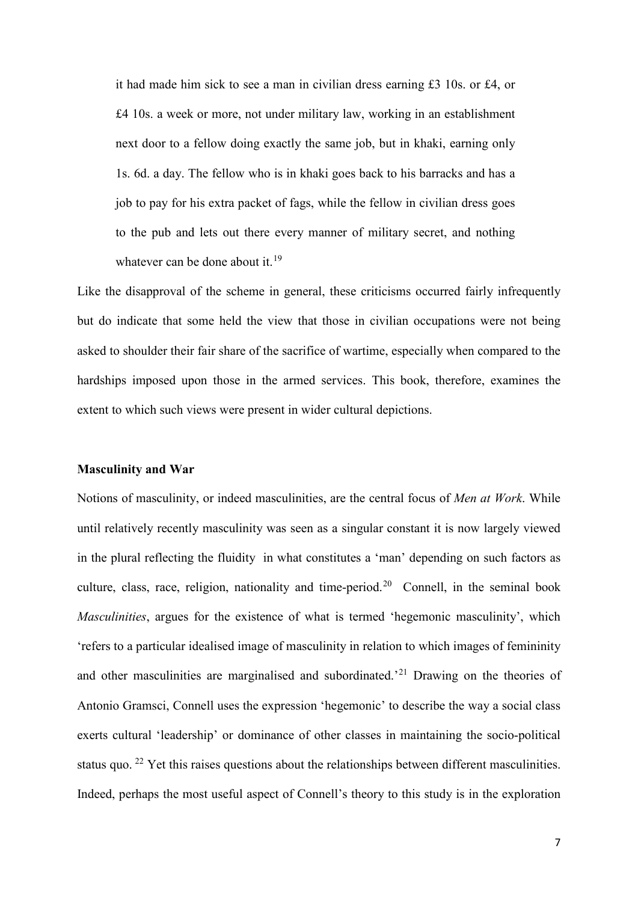> it had made him sick to see a man in civilian dress earning £3 10s. or £4, or £4 10s. a week or more, not under military law, working in an establishment next door to a fellow doing exactly the same job, but in khaki, earning only 1s. 6d. a day. The fellow who is in khaki goes back to his barracks and has a job to pay for his extra packet of fags, while the fellow in civilian dress goes to the pub and lets out there every manner of military secret, and nothing whatever can be done about it.[19]

Like the disapproval of the scheme in general, these criticisms occurred fairly infrequently but do indicate that some held the view that those in civilian occupations were not being asked to shoulder their fair share of the sacrifice of wartime, especially when compared to the hardships imposed upon those in the armed services. This book, therefore, examines the extent to which such views were present in wider cultural depictions.

**Masculinity and War**

Notions of masculinity, or indeed masculinities, are the central focus of *Men at Work*. While until relatively recently masculinity was seen as a singular constant it is now largely viewed in the plural reflecting the fluidity in what constitutes a 'man' depending on such factors as culture, class, race, religion, nationality and time-period.[20] Connell, in the seminal book *Masculinities*, argues for the existence of what is termed 'hegemonic masculinity', which 'refers to a particular idealised image of masculinity in relation to which images of femininity and other masculinities are marginalised and subordinated.'[21] Drawing on the theories of Antonio Gramsci, Connell uses the expression 'hegemonic' to describe the way a social class exerts cultural 'leadership' or dominance of other classes in maintaining the socio-political status quo. [22] Yet this raises questions about the relationships between different masculinities. Indeed, perhaps the most useful aspect of Connell's theory to this study is in the exploration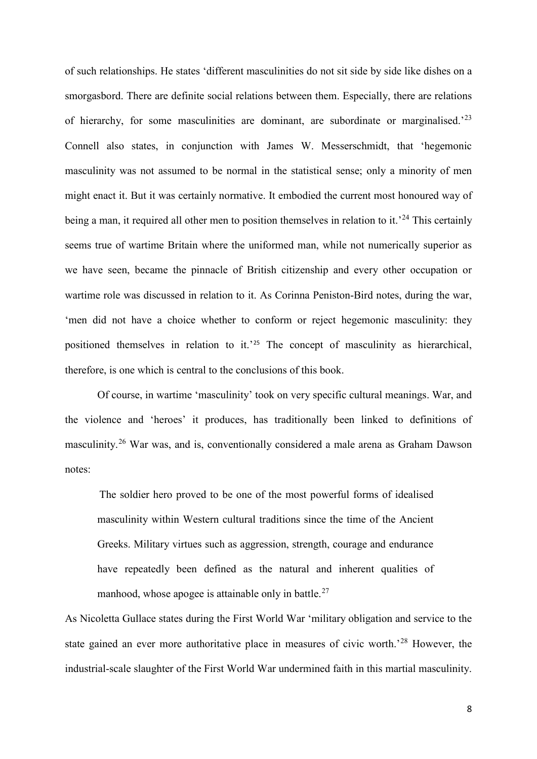of such relationships. He states 'different masculinities do not sit side by side like dishes on a smorgasbord. There are definite social relations between them. Especially, there are relations of hierarchy, for some masculinities are dominant, are subordinate or marginalised.'[23] Connell also states, in conjunction with James W. Messerschmidt, that 'hegemonic masculinity was not assumed to be normal in the statistical sense; only a minority of men might enact it. But it was certainly normative. It embodied the current most honoured way of being a man, it required all other men to position themselves in relation to it.'[24] This certainly seems true of wartime Britain where the uniformed man, while not numerically superior as we have seen, became the pinnacle of British citizenship and every other occupation or wartime role was discussed in relation to it. As Corinna Peniston-Bird notes, during the war, 'men did not have a choice whether to conform or reject hegemonic masculinity: they positioned themselves in relation to it.'[25] The concept of masculinity as hierarchical, therefore, is one which is central to the conclusions of this book.

Of course, in wartime 'masculinity' took on very specific cultural meanings. War, and the violence and 'heroes' it produces, has traditionally been linked to definitions of masculinity.[26] War was, and is, conventionally considered a male arena as Graham Dawson notes:

> The soldier hero proved to be one of the most powerful forms of idealised masculinity within Western cultural traditions since the time of the Ancient Greeks. Military virtues such as aggression, strength, courage and endurance have repeatedly been defined as the natural and inherent qualities of manhood, whose apogee is attainable only in battle.[27]

As Nicoletta Gullace states during the First World War 'military obligation and service to the state gained an ever more authoritative place in measures of civic worth.'[28] However, the industrial-scale slaughter of the First World War undermined faith in this martial masculinity.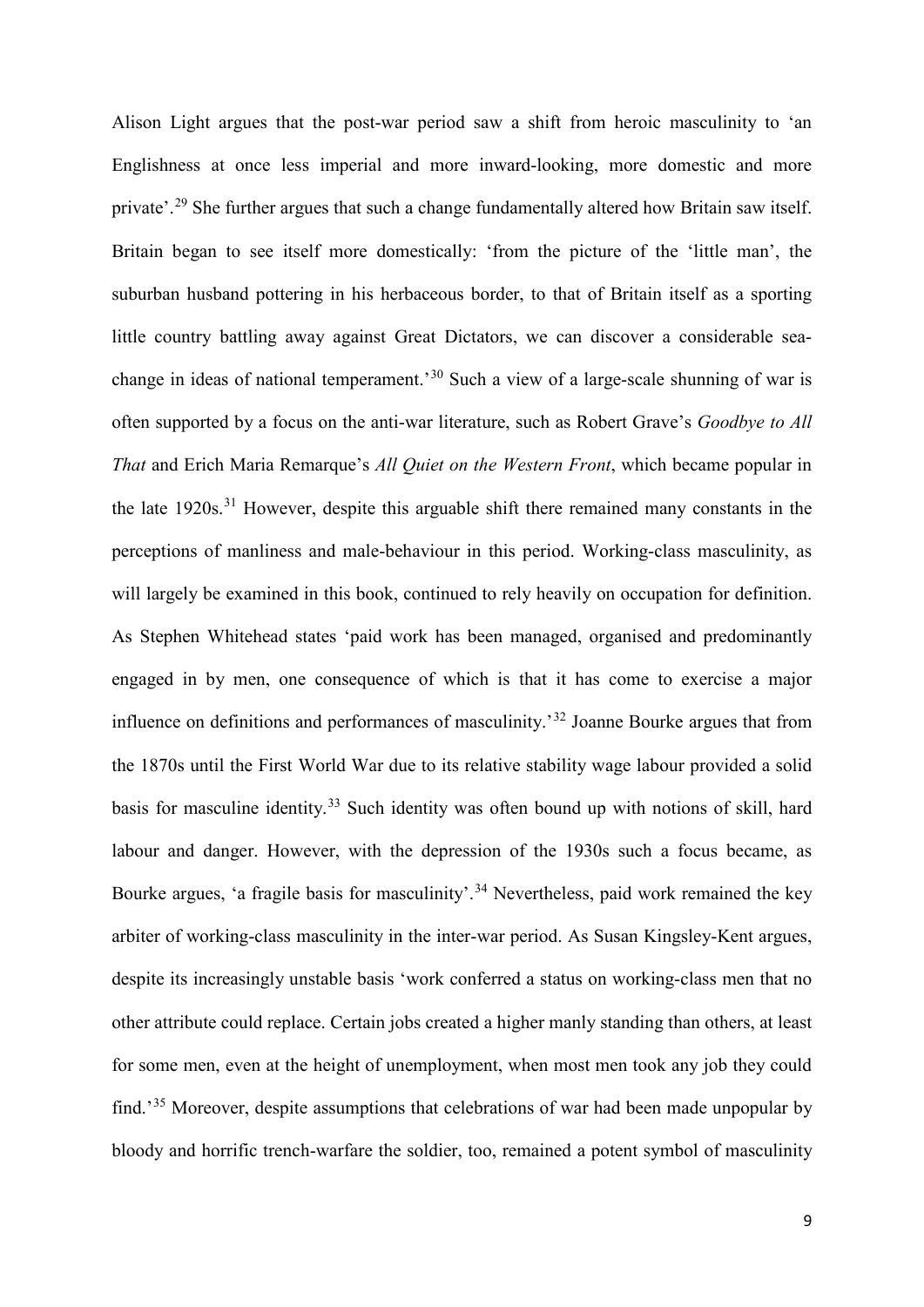Alison Light argues that the post-war period saw a shift from heroic masculinity to 'an Englishness at once less imperial and more inward-looking, more domestic and more private'.[29] She further argues that such a change fundamentally altered how Britain saw itself. Britain began to see itself more domestically: 'from the picture of the 'little man', the suburban husband pottering in his herbaceous border, to that of Britain itself as a sporting little country battling away against Great Dictators, we can discover a considerable sea-change in ideas of national temperament.'[30] Such a view of a large-scale shunning of war is often supported by a focus on the anti-war literature, such as Robert Grave's *Goodbye to All That* and Erich Maria Remarque's *All Quiet on the Western Front*, which became popular in the late 1920s.[31] However, despite this arguable shift there remained many constants in the perceptions of manliness and male-behaviour in this period. Working-class masculinity, as will largely be examined in this book, continued to rely heavily on occupation for definition. As Stephen Whitehead states 'paid work has been managed, organised and predominantly engaged in by men, one consequence of which is that it has come to exercise a major influence on definitions and performances of masculinity.'[32] Joanne Bourke argues that from the 1870s until the First World War due to its relative stability wage labour provided a solid basis for masculine identity.[33] Such identity was often bound up with notions of skill, hard labour and danger. However, with the depression of the 1930s such a focus became, as Bourke argues, 'a fragile basis for masculinity'.[34] Nevertheless, paid work remained the key arbiter of working-class masculinity in the inter-war period. As Susan Kingsley-Kent argues, despite its increasingly unstable basis 'work conferred a status on working-class men that no other attribute could replace. Certain jobs created a higher manly standing than others, at least for some men, even at the height of unemployment, when most men took any job they could find.'[35] Moreover, despite assumptions that celebrations of war had been made unpopular by bloody and horrific trench-warfare the soldier, too, remained a potent symbol of masculinity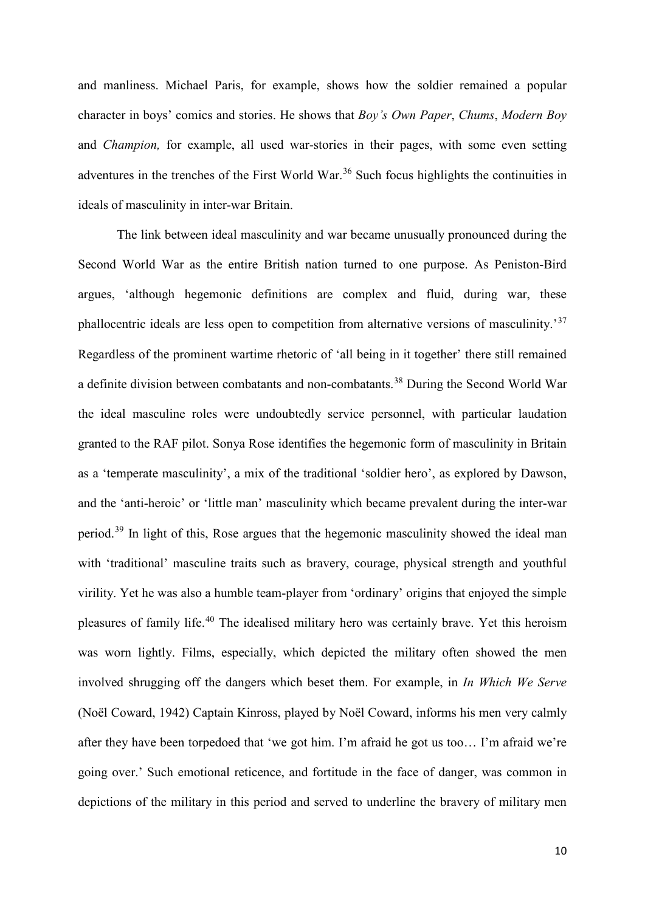and manliness. Michael Paris, for example, shows how the soldier remained a popular character in boys' comics and stories. He shows that *Boy's Own Paper*, *Chums*, *Modern Boy* and *Champion,* for example, all used war-stories in their pages, with some even setting adventures in the trenches of the First World War.[36] Such focus highlights the continuities in ideals of masculinity in inter-war Britain.

The link between ideal masculinity and war became unusually pronounced during the Second World War as the entire British nation turned to one purpose. As Peniston-Bird argues, 'although hegemonic definitions are complex and fluid, during war, these phallocentric ideals are less open to competition from alternative versions of masculinity.'[37] Regardless of the prominent wartime rhetoric of 'all being in it together' there still remained a definite division between combatants and non-combatants.[38] During the Second World War the ideal masculine roles were undoubtedly service personnel, with particular laudation granted to the RAF pilot. Sonya Rose identifies the hegemonic form of masculinity in Britain as a 'temperate masculinity', a mix of the traditional 'soldier hero', as explored by Dawson, and the 'anti-heroic' or 'little man' masculinity which became prevalent during the inter-war period.[39] In light of this, Rose argues that the hegemonic masculinity showed the ideal man with 'traditional' masculine traits such as bravery, courage, physical strength and youthful virility. Yet he was also a humble team-player from 'ordinary' origins that enjoyed the simple pleasures of family life.[40] The idealised military hero was certainly brave. Yet this heroism was worn lightly. Films, especially, which depicted the military often showed the men involved shrugging off the dangers which beset them. For example, in *In Which We Serve* (Noël Coward, 1942) Captain Kinross, played by Noël Coward, informs his men very calmly after they have been torpedoed that 'we got him. I'm afraid he got us too… I'm afraid we're going over.' Such emotional reticence, and fortitude in the face of danger, was common in depictions of the military in this period and served to underline the bravery of military men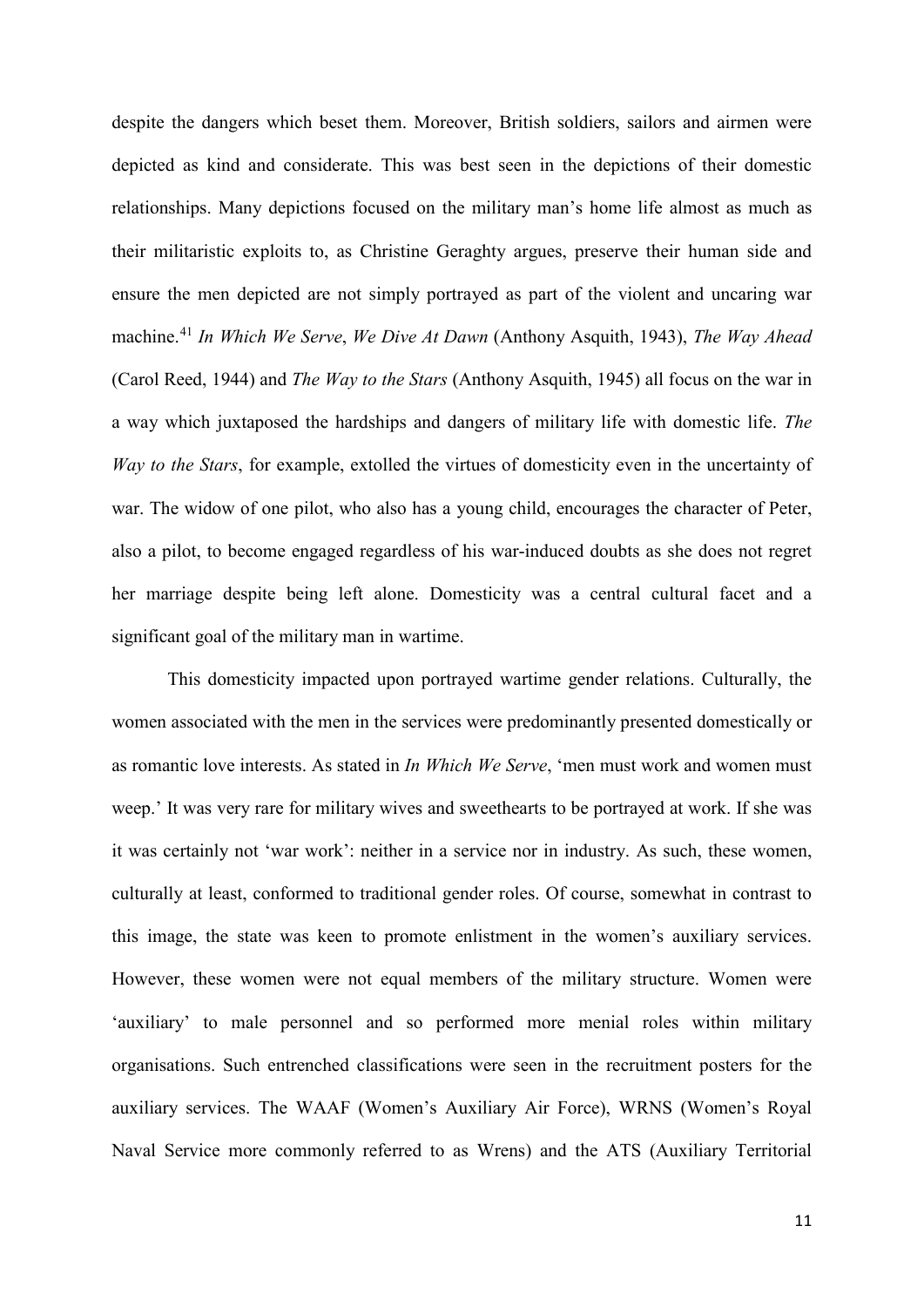despite the dangers which beset them. Moreover, British soldiers, sailors and airmen were depicted as kind and considerate. This was best seen in the depictions of their domestic relationships. Many depictions focused on the military man's home life almost as much as their militaristic exploits to, as Christine Geraghty argues, preserve their human side and ensure the men depicted are not simply portrayed as part of the violent and uncaring war machine.[41] *In Which We Serve*, *We Dive At Dawn* (Anthony Asquith, 1943), *The Way Ahead* (Carol Reed, 1944) and *The Way to the Stars* (Anthony Asquith, 1945) all focus on the war in a way which juxtaposed the hardships and dangers of military life with domestic life. *The Way to the Stars*, for example, extolled the virtues of domesticity even in the uncertainty of war. The widow of one pilot, who also has a young child, encourages the character of Peter, also a pilot, to become engaged regardless of his war-induced doubts as she does not regret her marriage despite being left alone. Domesticity was a central cultural facet and a significant goal of the military man in wartime.

This domesticity impacted upon portrayed wartime gender relations. Culturally, the women associated with the men in the services were predominantly presented domestically or as romantic love interests. As stated in *In Which We Serve*, 'men must work and women must weep.' It was very rare for military wives and sweethearts to be portrayed at work. If she was it was certainly not 'war work': neither in a service nor in industry. As such, these women, culturally at least, conformed to traditional gender roles. Of course, somewhat in contrast to this image, the state was keen to promote enlistment in the women's auxiliary services. However, these women were not equal members of the military structure. Women were 'auxiliary' to male personnel and so performed more menial roles within military organisations. Such entrenched classifications were seen in the recruitment posters for the auxiliary services. The WAAF (Women's Auxiliary Air Force), WRNS (Women's Royal Naval Service more commonly referred to as Wrens) and the ATS (Auxiliary Territorial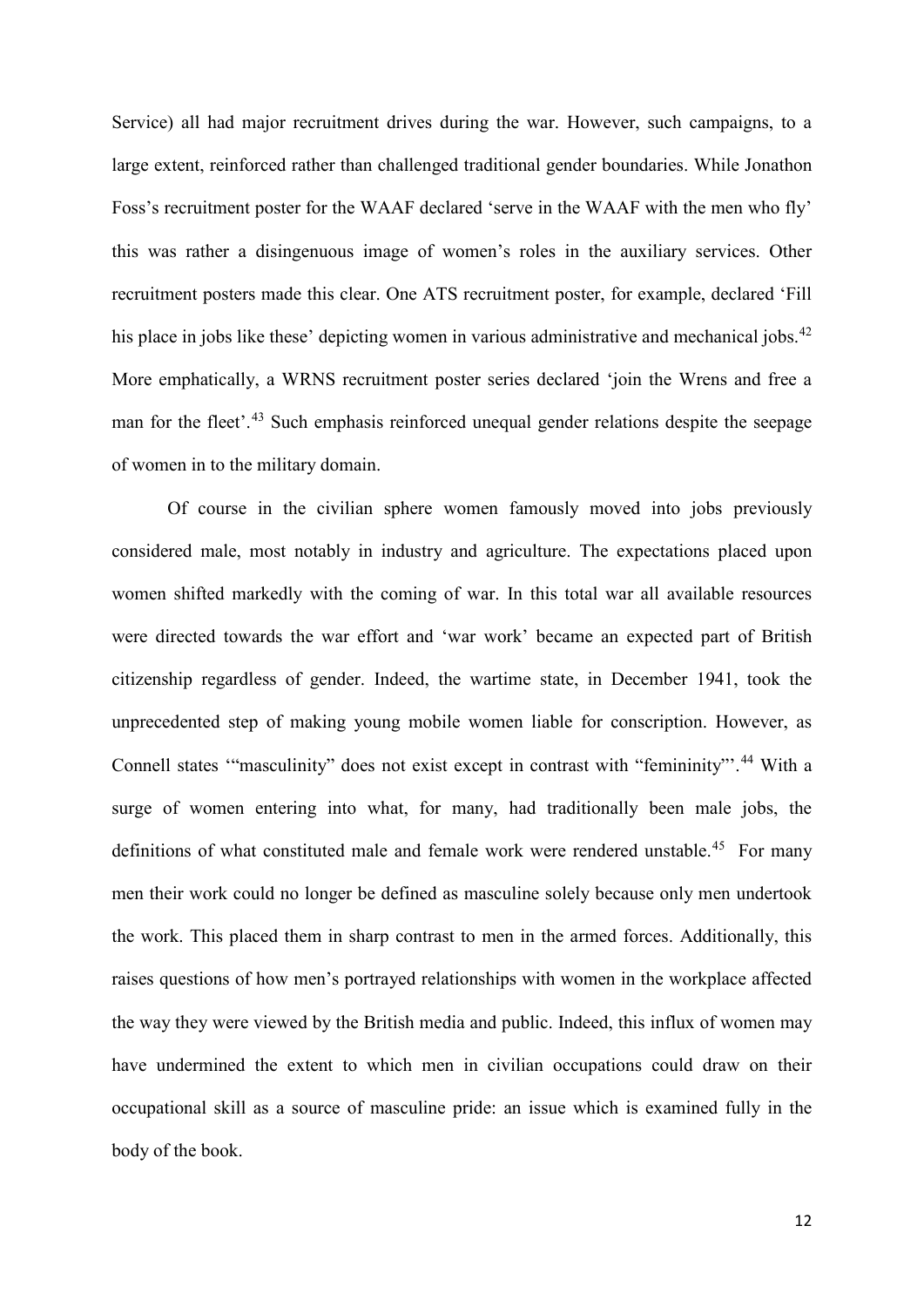Service) all had major recruitment drives during the war. However, such campaigns, to a large extent, reinforced rather than challenged traditional gender boundaries. While Jonathon Foss's recruitment poster for the WAAF declared 'serve in the WAAF with the men who fly' this was rather a disingenuous image of women's roles in the auxiliary services. Other recruitment posters made this clear. One ATS recruitment poster, for example, declared 'Fill his place in jobs like these' depicting women in various administrative and mechanical jobs.[42] More emphatically, a WRNS recruitment poster series declared 'join the Wrens and free a man for the fleet'.[43] Such emphasis reinforced unequal gender relations despite the seepage of women in to the military domain.

Of course in the civilian sphere women famously moved into jobs previously considered male, most notably in industry and agriculture. The expectations placed upon women shifted markedly with the coming of war. In this total war all available resources were directed towards the war effort and 'war work' became an expected part of British citizenship regardless of gender. Indeed, the wartime state, in December 1941, took the unprecedented step of making young mobile women liable for conscription. However, as Connell states '"masculinity" does not exist except in contrast with "femininity"'.[44] With a surge of women entering into what, for many, had traditionally been male jobs, the definitions of what constituted male and female work were rendered unstable.[45] For many men their work could no longer be defined as masculine solely because only men undertook the work. This placed them in sharp contrast to men in the armed forces. Additionally, this raises questions of how men's portrayed relationships with women in the workplace affected the way they were viewed by the British media and public. Indeed, this influx of women may have undermined the extent to which men in civilian occupations could draw on their occupational skill as a source of masculine pride: an issue which is examined fully in the body of the book.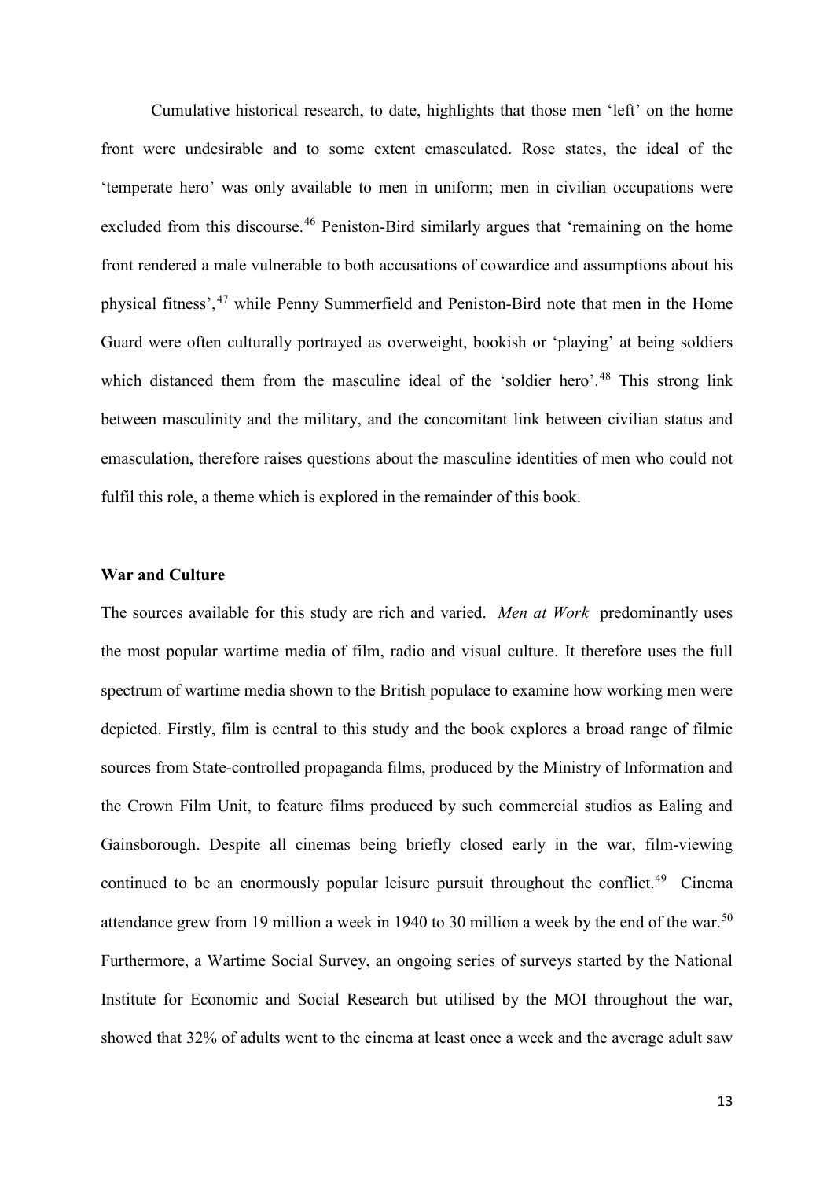Cumulative historical research, to date, highlights that those men 'left' on the home front were undesirable and to some extent emasculated. Rose states, the ideal of the 'temperate hero' was only available to men in uniform; men in civilian occupations were excluded from this discourse.[46] Peniston-Bird similarly argues that 'remaining on the home front rendered a male vulnerable to both accusations of cowardice and assumptions about his physical fitness',[47] while Penny Summerfield and Peniston-Bird note that men in the Home Guard were often culturally portrayed as overweight, bookish or 'playing' at being soldiers which distanced them from the masculine ideal of the 'soldier hero'.[48] This strong link between masculinity and the military, and the concomitant link between civilian status and emasculation, therefore raises questions about the masculine identities of men who could not fulfil this role, a theme which is explored in the remainder of this book.

**War and Culture**

The sources available for this study are rich and varied. *Men at Work* predominantly uses the most popular wartime media of film, radio and visual culture. It therefore uses the full spectrum of wartime media shown to the British populace to examine how working men were depicted. Firstly, film is central to this study and the book explores a broad range of filmic sources from State-controlled propaganda films, produced by the Ministry of Information and the Crown Film Unit, to feature films produced by such commercial studios as Ealing and Gainsborough. Despite all cinemas being briefly closed early in the war, film-viewing continued to be an enormously popular leisure pursuit throughout the conflict.[49] Cinema attendance grew from 19 million a week in 1940 to 30 million a week by the end of the war.[50] Furthermore, a Wartime Social Survey, an ongoing series of surveys started by the National Institute for Economic and Social Research but utilised by the MOI throughout the war, showed that 32% of adults went to the cinema at least once a week and the average adult saw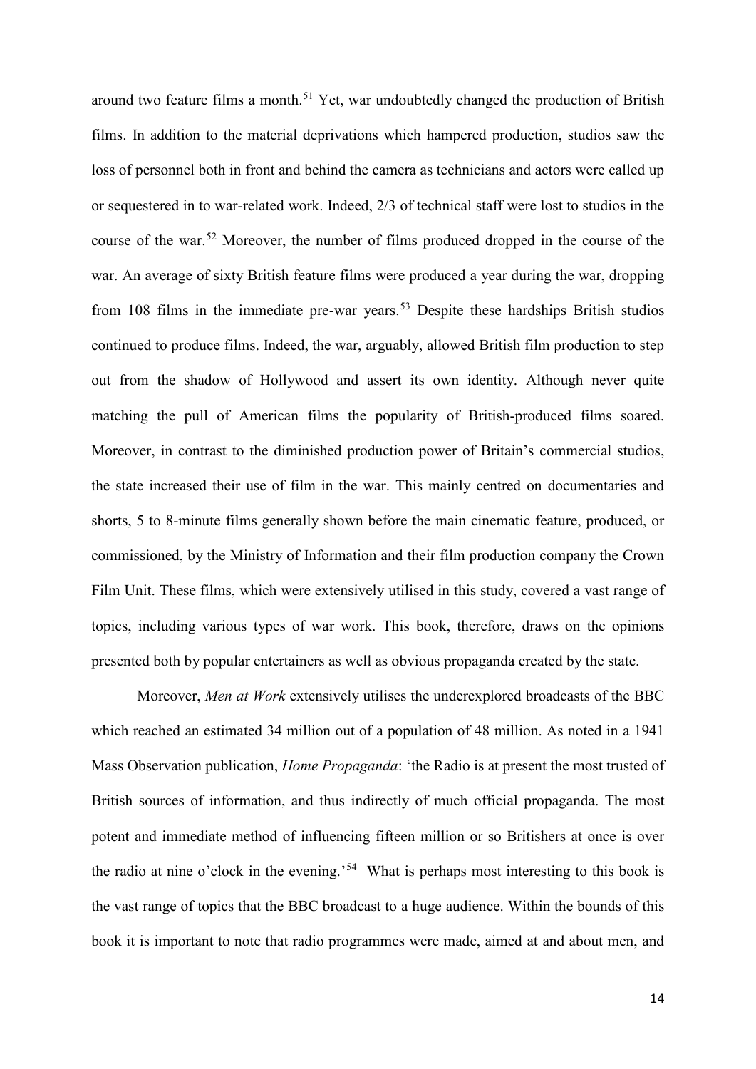around two feature films a month.[51] Yet, war undoubtedly changed the production of British films. In addition to the material deprivations which hampered production, studios saw the loss of personnel both in front and behind the camera as technicians and actors were called up or sequestered in to war-related work. Indeed, 2/3 of technical staff were lost to studios in the course of the war.[52] Moreover, the number of films produced dropped in the course of the war. An average of sixty British feature films were produced a year during the war, dropping from 108 films in the immediate pre-war years.[53] Despite these hardships British studios continued to produce films. Indeed, the war, arguably, allowed British film production to step out from the shadow of Hollywood and assert its own identity. Although never quite matching the pull of American films the popularity of British-produced films soared. Moreover, in contrast to the diminished production power of Britain's commercial studios, the state increased their use of film in the war. This mainly centred on documentaries and shorts, 5 to 8-minute films generally shown before the main cinematic feature, produced, or commissioned, by the Ministry of Information and their film production company the Crown Film Unit. These films, which were extensively utilised in this study, covered a vast range of topics, including various types of war work. This book, therefore, draws on the opinions presented both by popular entertainers as well as obvious propaganda created by the state.

Moreover, *Men at Work* extensively utilises the underexplored broadcasts of the BBC which reached an estimated 34 million out of a population of 48 million. As noted in a 1941 Mass Observation publication, *Home Propaganda*: 'the Radio is at present the most trusted of British sources of information, and thus indirectly of much official propaganda. The most potent and immediate method of influencing fifteen million or so Britishers at once is over the radio at nine o'clock in the evening.'[54] What is perhaps most interesting to this book is the vast range of topics that the BBC broadcast to a huge audience. Within the bounds of this book it is important to note that radio programmes were made, aimed at and about men, and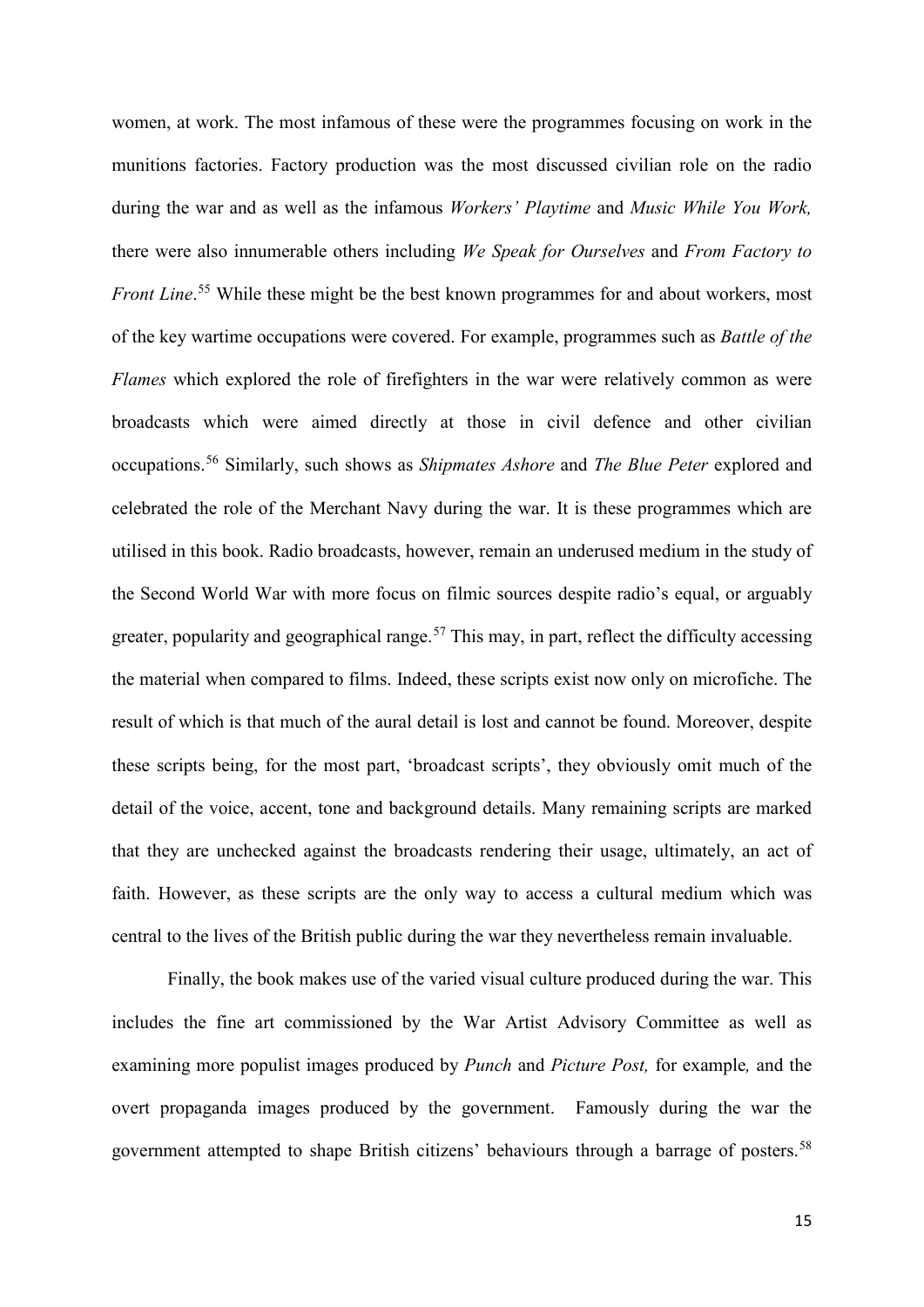women, at work. The most infamous of these were the programmes focusing on work in the munitions factories. Factory production was the most discussed civilian role on the radio during the war and as well as the infamous *Workers' Playtime* and *Music While You Work,* there were also innumerable others including *We Speak for Ourselves* and *From Factory to Front Line*.[55] While these might be the best known programmes for and about workers, most of the key wartime occupations were covered. For example, programmes such as *Battle of the Flames* which explored the role of firefighters in the war were relatively common as were broadcasts which were aimed directly at those in civil defence and other civilian occupations.[56] Similarly, such shows as *Shipmates Ashore* and *The Blue Peter* explored and celebrated the role of the Merchant Navy during the war. It is these programmes which are utilised in this book. Radio broadcasts, however, remain an underused medium in the study of the Second World War with more focus on filmic sources despite radio's equal, or arguably greater, popularity and geographical range.[57] This may, in part, reflect the difficulty accessing the material when compared to films. Indeed, these scripts exist now only on microfiche. The result of which is that much of the aural detail is lost and cannot be found. Moreover, despite these scripts being, for the most part, 'broadcast scripts', they obviously omit much of the detail of the voice, accent, tone and background details. Many remaining scripts are marked that they are unchecked against the broadcasts rendering their usage, ultimately, an act of faith. However, as these scripts are the only way to access a cultural medium which was central to the lives of the British public during the war they nevertheless remain invaluable.

Finally, the book makes use of the varied visual culture produced during the war. This includes the fine art commissioned by the War Artist Advisory Committee as well as examining more populist images produced by *Punch* and *Picture Post,* for example*,* and the overt propaganda images produced by the government. Famously during the war the government attempted to shape British citizens' behaviours through a barrage of posters.[58]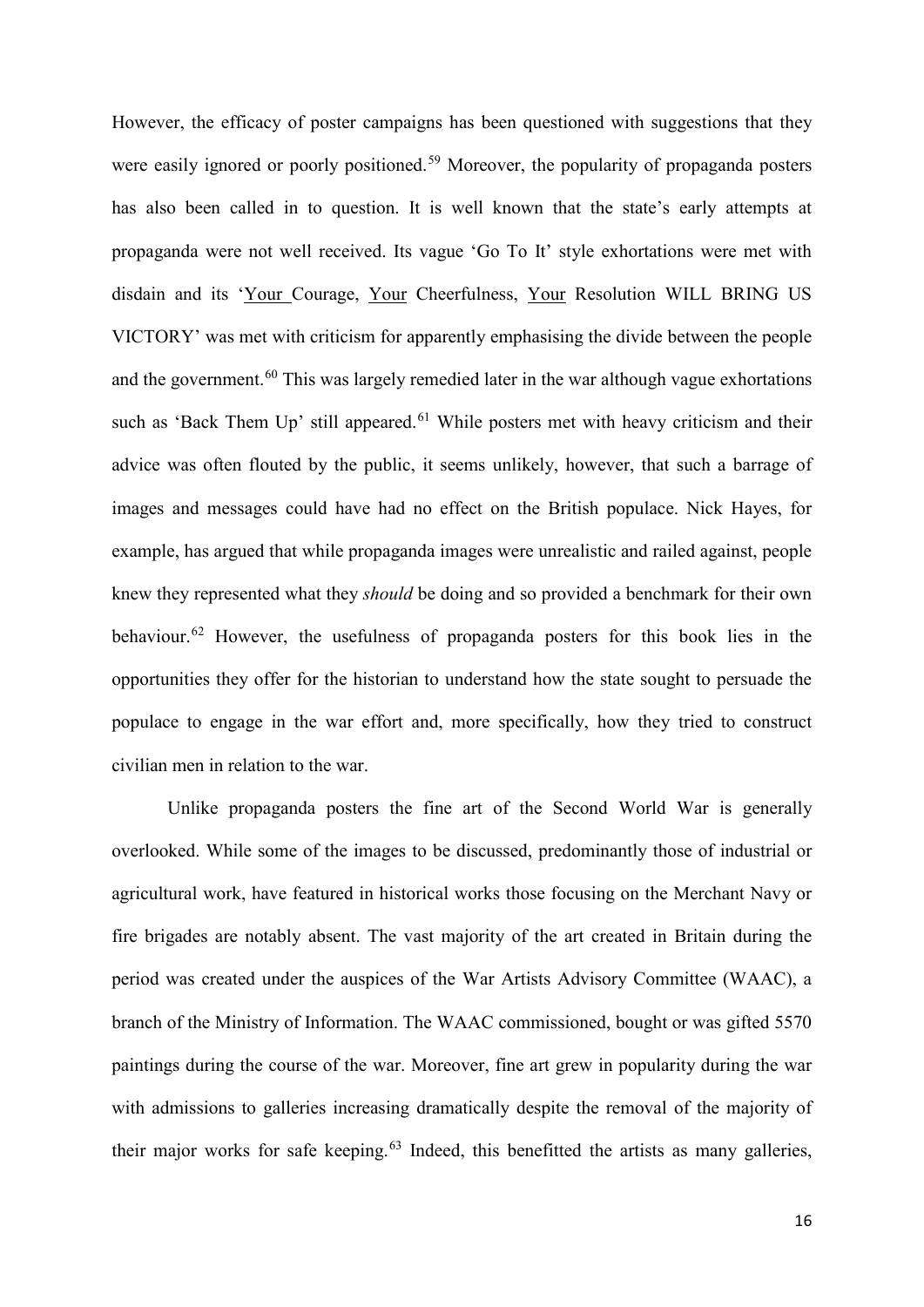However, the efficacy of poster campaigns has been questioned with suggestions that they were easily ignored or poorly positioned.[59] Moreover, the popularity of propaganda posters has also been called in to question. It is well known that the state's early attempts at propaganda were not well received. Its vague 'Go To It' style exhortations were met with disdain and its 'Your Courage, Your Cheerfulness, Your Resolution WILL BRING US VICTORY' was met with criticism for apparently emphasising the divide between the people and the government.[60] This was largely remedied later in the war although vague exhortations such as 'Back Them Up' still appeared.[61] While posters met with heavy criticism and their advice was often flouted by the public, it seems unlikely, however, that such a barrage of images and messages could have had no effect on the British populace. Nick Hayes, for example, has argued that while propaganda images were unrealistic and railed against, people knew they represented what they *should* be doing and so provided a benchmark for their own behaviour.[62] However, the usefulness of propaganda posters for this book lies in the opportunities they offer for the historian to understand how the state sought to persuade the populace to engage in the war effort and, more specifically, how they tried to construct civilian men in relation to the war.

Unlike propaganda posters the fine art of the Second World War is generally overlooked. While some of the images to be discussed, predominantly those of industrial or agricultural work, have featured in historical works those focusing on the Merchant Navy or fire brigades are notably absent. The vast majority of the art created in Britain during the period was created under the auspices of the War Artists Advisory Committee (WAAC), a branch of the Ministry of Information. The WAAC commissioned, bought or was gifted 5570 paintings during the course of the war. Moreover, fine art grew in popularity during the war with admissions to galleries increasing dramatically despite the removal of the majority of their major works for safe keeping.[63] Indeed, this benefitted the artists as many galleries,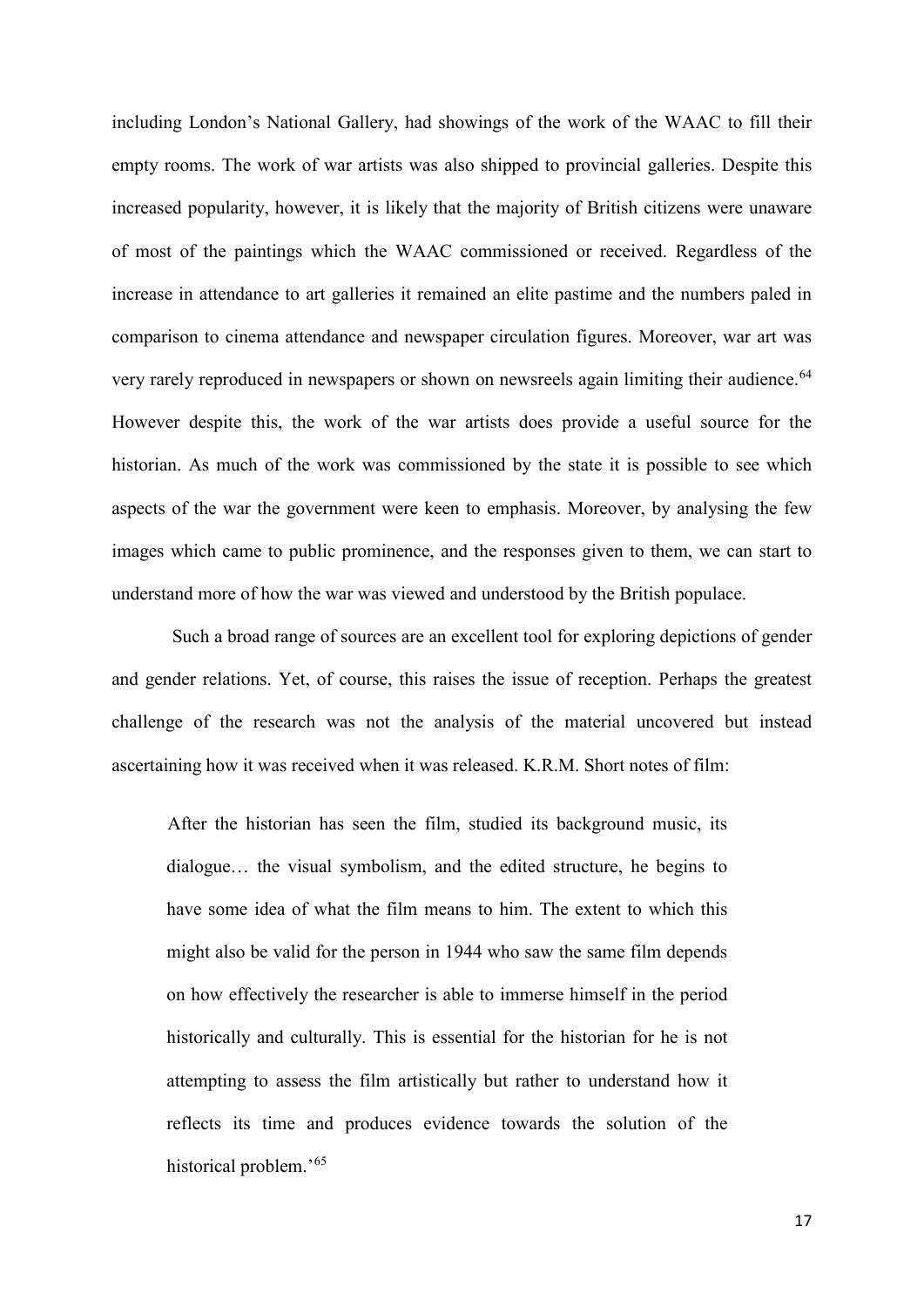including London's National Gallery, had showings of the work of the WAAC to fill their empty rooms. The work of war artists was also shipped to provincial galleries. Despite this increased popularity, however, it is likely that the majority of British citizens were unaware of most of the paintings which the WAAC commissioned or received. Regardless of the increase in attendance to art galleries it remained an elite pastime and the numbers paled in comparison to cinema attendance and newspaper circulation figures. Moreover, war art was very rarely reproduced in newspapers or shown on newsreels again limiting their audience.[64] However despite this, the work of the war artists does provide a useful source for the historian. As much of the work was commissioned by the state it is possible to see which aspects of the war the government were keen to emphasis. Moreover, by analysing the few images which came to public prominence, and the responses given to them, we can start to understand more of how the war was viewed and understood by the British populace.

Such a broad range of sources are an excellent tool for exploring depictions of gender and gender relations. Yet, of course, this raises the issue of reception. Perhaps the greatest challenge of the research was not the analysis of the material uncovered but instead ascertaining how it was received when it was released. K.R.M. Short notes of film:

> After the historian has seen the film, studied its background music, its dialogue… the visual symbolism, and the edited structure, he begins to have some idea of what the film means to him. The extent to which this might also be valid for the person in 1944 who saw the same film depends on how effectively the researcher is able to immerse himself in the period historically and culturally. This is essential for the historian for he is not attempting to assess the film artistically but rather to understand how it reflects its time and produces evidence towards the solution of the historical problem.'[65]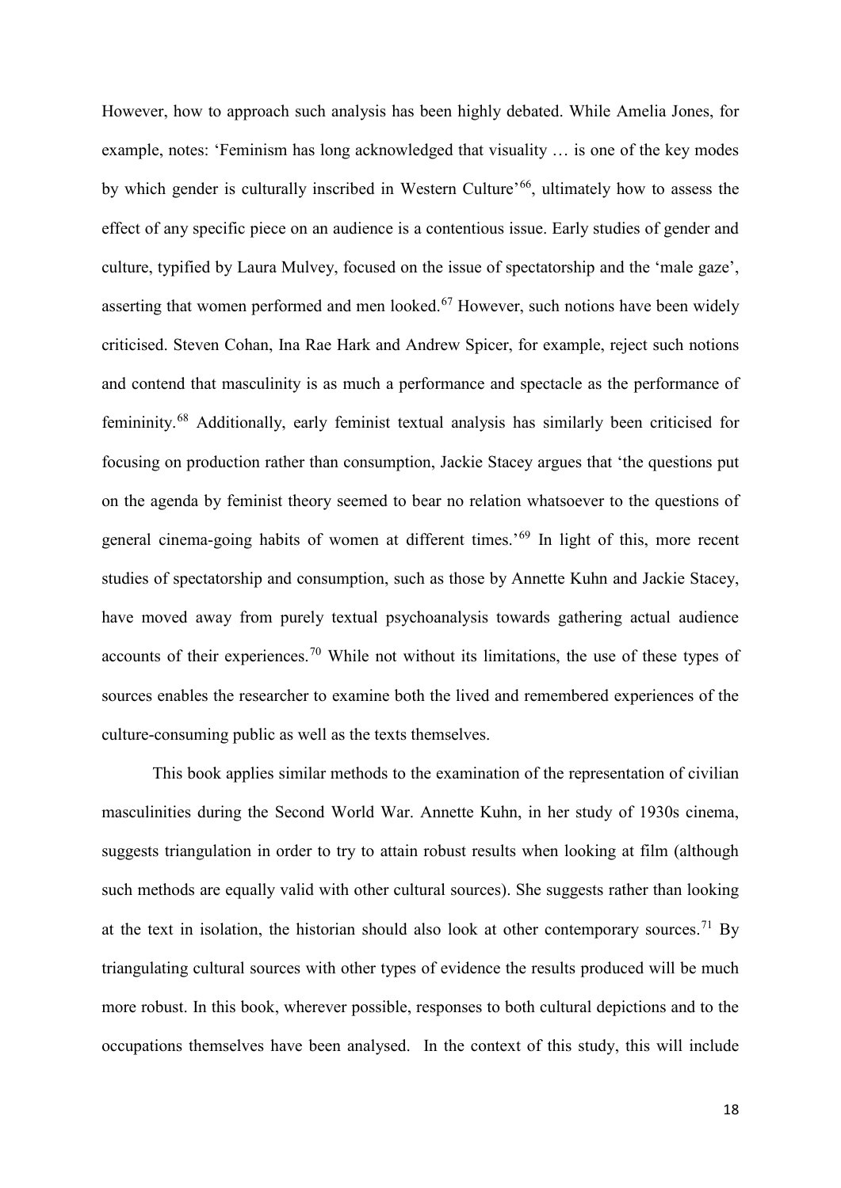However, how to approach such analysis has been highly debated. While Amelia Jones, for example, notes: 'Feminism has long acknowledged that visuality … is one of the key modes by which gender is culturally inscribed in Western Culture'[66], ultimately how to assess the effect of any specific piece on an audience is a contentious issue. Early studies of gender and culture, typified by Laura Mulvey, focused on the issue of spectatorship and the 'male gaze', asserting that women performed and men looked.[67] However, such notions have been widely criticised. Steven Cohan, Ina Rae Hark and Andrew Spicer, for example, reject such notions and contend that masculinity is as much a performance and spectacle as the performance of femininity.[68] Additionally, early feminist textual analysis has similarly been criticised for focusing on production rather than consumption, Jackie Stacey argues that 'the questions put on the agenda by feminist theory seemed to bear no relation whatsoever to the questions of general cinema-going habits of women at different times.'[69] In light of this, more recent studies of spectatorship and consumption, such as those by Annette Kuhn and Jackie Stacey, have moved away from purely textual psychoanalysis towards gathering actual audience accounts of their experiences.[70] While not without its limitations, the use of these types of sources enables the researcher to examine both the lived and remembered experiences of the culture-consuming public as well as the texts themselves.

This book applies similar methods to the examination of the representation of civilian masculinities during the Second World War. Annette Kuhn, in her study of 1930s cinema, suggests triangulation in order to try to attain robust results when looking at film (although such methods are equally valid with other cultural sources). She suggests rather than looking at the text in isolation, the historian should also look at other contemporary sources.[71] By triangulating cultural sources with other types of evidence the results produced will be much more robust. In this book, wherever possible, responses to both cultural depictions and to the occupations themselves have been analysed. In the context of this study, this will include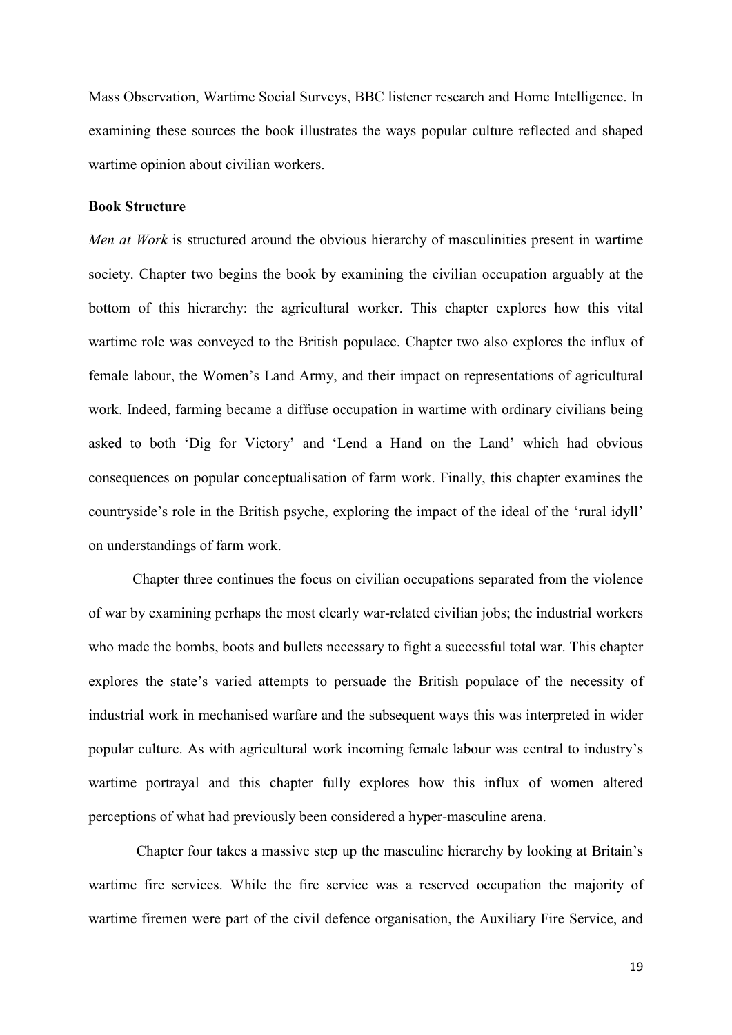Mass Observation, Wartime Social Surveys, BBC listener research and Home Intelligence. In examining these sources the book illustrates the ways popular culture reflected and shaped wartime opinion about civilian workers.

**Book Structure**

*Men at Work* is structured around the obvious hierarchy of masculinities present in wartime society. Chapter two begins the book by examining the civilian occupation arguably at the bottom of this hierarchy: the agricultural worker. This chapter explores how this vital wartime role was conveyed to the British populace. Chapter two also explores the influx of female labour, the Women's Land Army, and their impact on representations of agricultural work. Indeed, farming became a diffuse occupation in wartime with ordinary civilians being asked to both 'Dig for Victory' and 'Lend a Hand on the Land' which had obvious consequences on popular conceptualisation of farm work. Finally, this chapter examines the countryside's role in the British psyche, exploring the impact of the ideal of the 'rural idyll' on understandings of farm work.

Chapter three continues the focus on civilian occupations separated from the violence of war by examining perhaps the most clearly war-related civilian jobs; the industrial workers who made the bombs, boots and bullets necessary to fight a successful total war. This chapter explores the state's varied attempts to persuade the British populace of the necessity of industrial work in mechanised warfare and the subsequent ways this was interpreted in wider popular culture. As with agricultural work incoming female labour was central to industry's wartime portrayal and this chapter fully explores how this influx of women altered perceptions of what had previously been considered a hyper-masculine arena.

Chapter four takes a massive step up the masculine hierarchy by looking at Britain's wartime fire services. While the fire service was a reserved occupation the majority of wartime firemen were part of the civil defence organisation, the Auxiliary Fire Service, and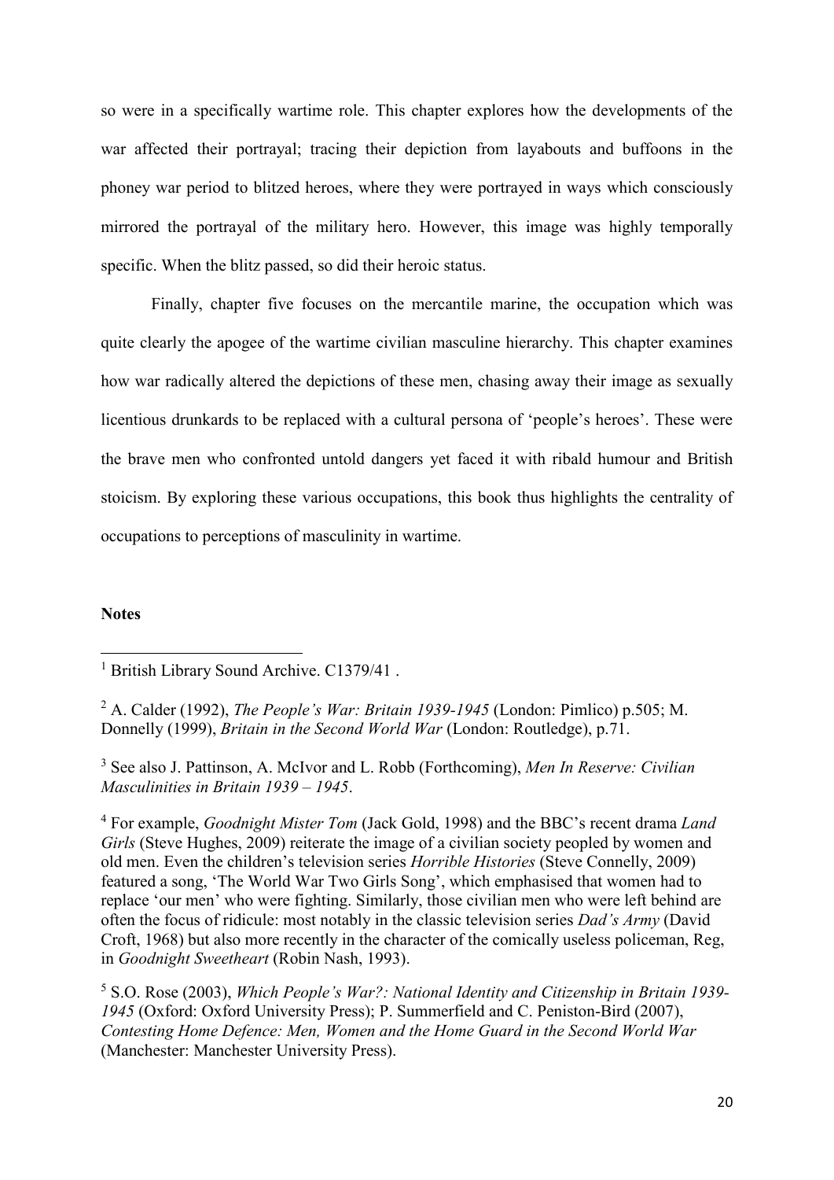so were in a specifically wartime role. This chapter explores how the developments of the war affected their portrayal; tracing their depiction from layabouts and buffoons in the phoney war period to blitzed heroes, where they were portrayed in ways which consciously mirrored the portrayal of the military hero. However, this image was highly temporally specific. When the blitz passed, so did their heroic status.

Finally, chapter five focuses on the mercantile marine, the occupation which was quite clearly the apogee of the wartime civilian masculine hierarchy. This chapter examines how war radically altered the depictions of these men, chasing away their image as sexually licentious drunkards to be replaced with a cultural persona of 'people's heroes'. These were the brave men who confronted untold dangers yet faced it with ribald humour and British stoicism. By exploring these various occupations, this book thus highlights the centrality of occupations to perceptions of masculinity in wartime.

**Notes**

[1] British Library Sound Archive. C1379/41 .

[2] A. Calder (1992), *The People's War: Britain 1939-1945* (London: Pimlico) p.505; M. Donnelly (1999), *Britain in the Second World War* (London: Routledge), p.71.

[3] See also J. Pattinson, A. McIvor and L. Robb (Forthcoming), *Men In Reserve: Civilian Masculinities in Britain 1939 – 1945*.

[4] For example, *Goodnight Mister Tom* (Jack Gold, 1998) and the BBC's recent drama *Land Girls* (Steve Hughes, 2009) reiterate the image of a civilian society peopled by women and old men. Even the children's television series *Horrible Histories* (Steve Connelly, 2009) featured a song, 'The World War Two Girls Song', which emphasised that women had to replace 'our men' who were fighting. Similarly, those civilian men who were left behind are often the focus of ridicule: most notably in the classic television series *Dad's Army* (David Croft, 1968) but also more recently in the character of the comically useless policeman, Reg, in *Goodnight Sweetheart* (Robin Nash, 1993).

[5] S.O. Rose (2003), *Which People's War?: National Identity and Citizenship in Britain 1939-1945* (Oxford: Oxford University Press); P. Summerfield and C. Peniston-Bird (2007), *Contesting Home Defence: Men, Women and the Home Guard in the Second World War* (Manchester: Manchester University Press).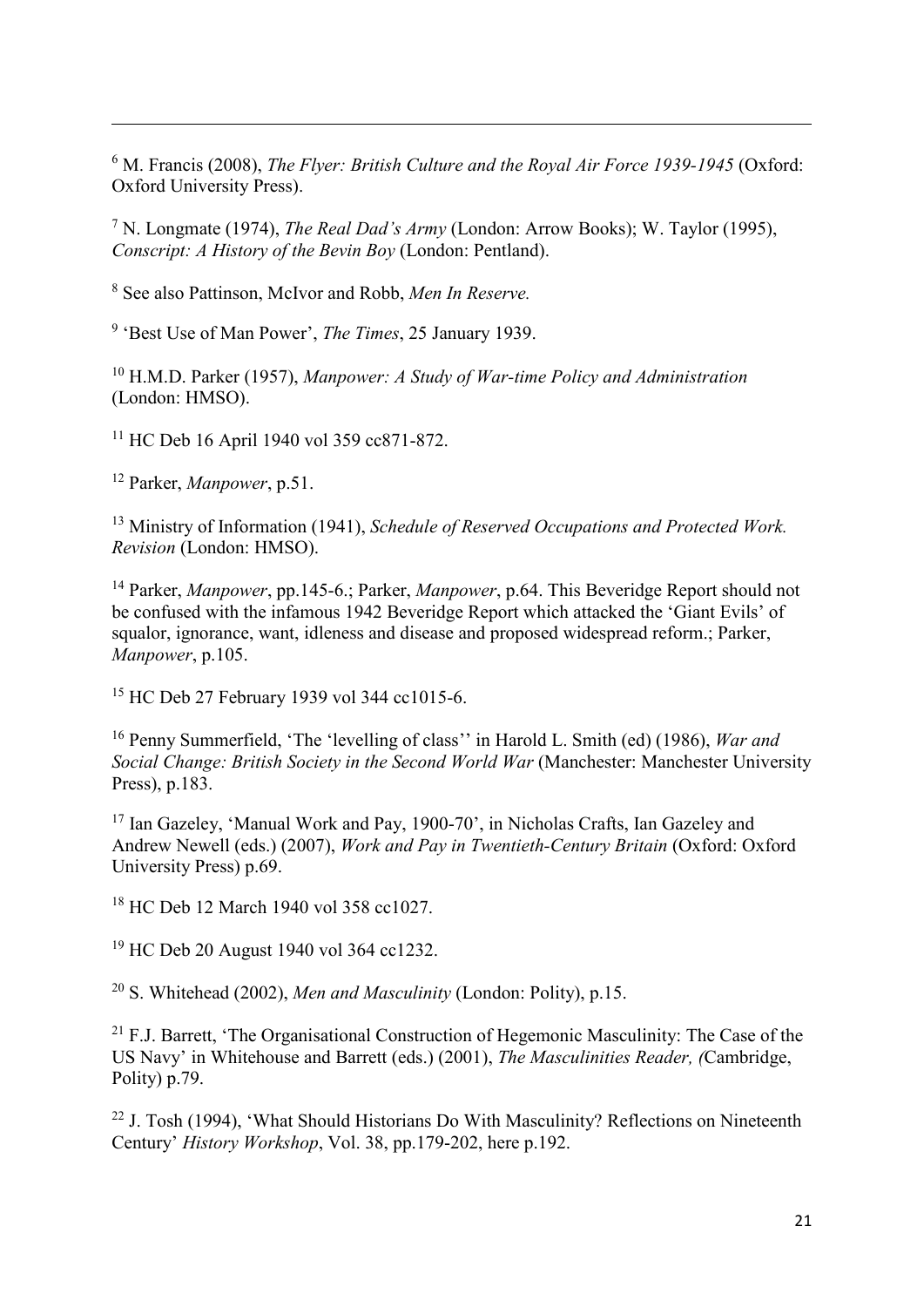[6] M. Francis (2008), *The Flyer: British Culture and the Royal Air Force 1939-1945* (Oxford: Oxford University Press).

[7] N. Longmate (1974), *The Real Dad's Army* (London: Arrow Books); W. Taylor (1995), *Conscript: A History of the Bevin Boy* (London: Pentland).

[8] See also Pattinson, McIvor and Robb, *Men In Reserve.*

[9] 'Best Use of Man Power', *The Times*, 25 January 1939.

[10] H.M.D. Parker (1957), *Manpower: A Study of War-time Policy and Administration* (London: HMSO).

[11] HC Deb 16 April 1940 vol 359 cc871-872.

[12] Parker, *Manpower*, p.51.

[13] Ministry of Information (1941), *Schedule of Reserved Occupations and Protected Work. Revision* (London: HMSO).

[14] Parker, *Manpower*, pp.145-6.; Parker, *Manpower*, p.64. This Beveridge Report should not be confused with the infamous 1942 Beveridge Report which attacked the 'Giant Evils' of squalor, ignorance, want, idleness and disease and proposed widespread reform.; Parker, *Manpower*, p.105.

[15] HC Deb 27 February 1939 vol 344 cc1015-6.

[16] Penny Summerfield, 'The 'levelling of class'' in Harold L. Smith (ed) (1986), *War and Social Change: British Society in the Second World War* (Manchester: Manchester University Press), p.183.

[17] Ian Gazeley, 'Manual Work and Pay, 1900-70', in Nicholas Crafts, Ian Gazeley and Andrew Newell (eds.) (2007), *Work and Pay in Twentieth-Century Britain* (Oxford: Oxford University Press) p.69.

[18] HC Deb 12 March 1940 vol 358 cc1027.

[19] HC Deb 20 August 1940 vol 364 cc1232.

[20] S. Whitehead (2002), *Men and Masculinity* (London: Polity), p.15.

[21] F.J. Barrett, 'The Organisational Construction of Hegemonic Masculinity: The Case of the US Navy' in Whitehouse and Barrett (eds.) (2001), *The Masculinities Reader, (*Cambridge, Polity) p.79.

[22] J. Tosh (1994), 'What Should Historians Do With Masculinity? Reflections on Nineteenth Century' *History Workshop*, Vol. 38, pp.179-202, here p.192.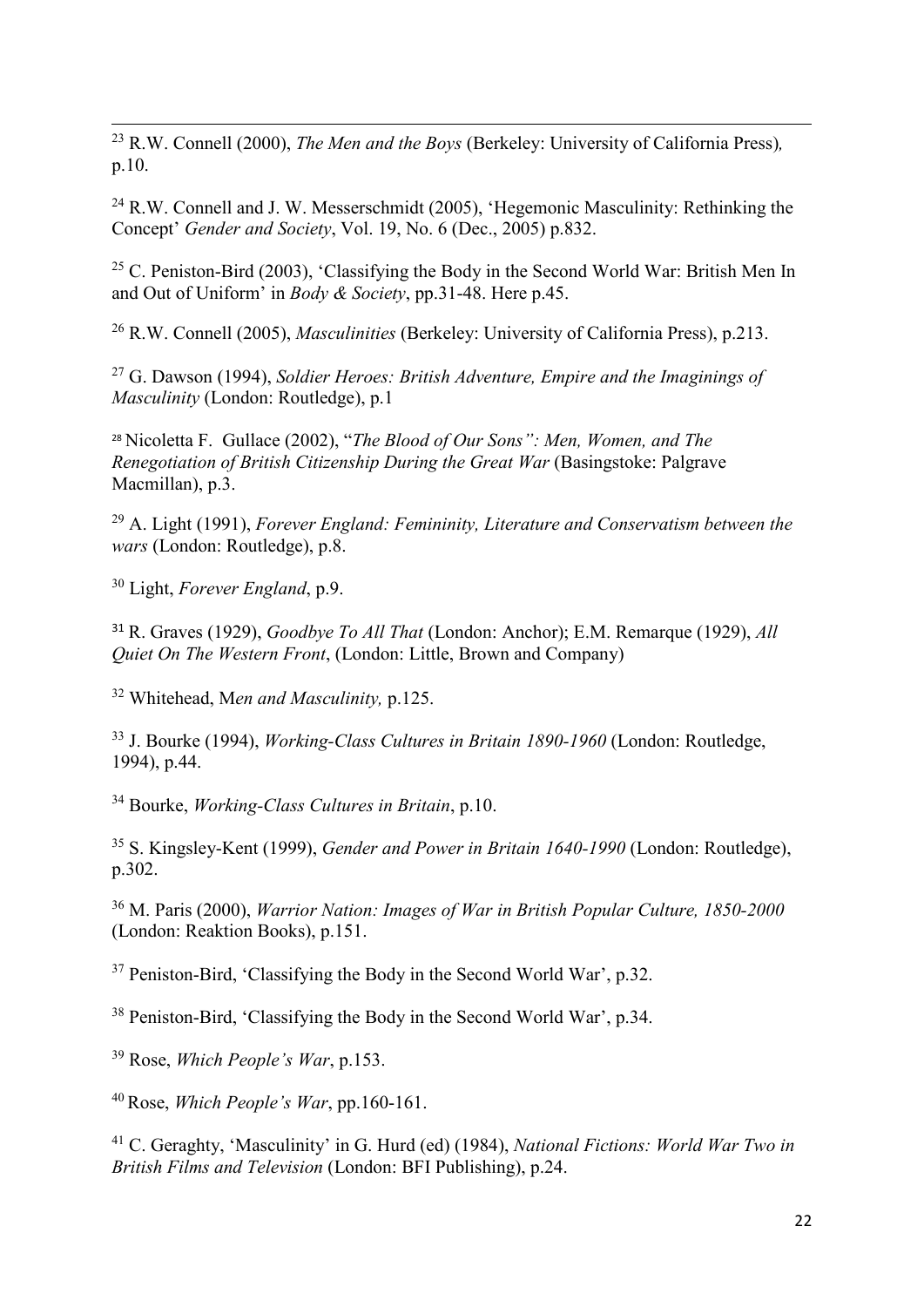[23] R.W. Connell (2000), *The Men and the Boys* (Berkeley: University of California Press), p.10.

[24] R.W. Connell and J. W. Messerschmidt (2005), 'Hegemonic Masculinity: Rethinking the Concept' *Gender and Society*, Vol. 19, No. 6 (Dec., 2005) p.832.

[25] C. Peniston-Bird (2003), 'Classifying the Body in the Second World War: British Men In and Out of Uniform' in *Body & Society*, pp.31-48. Here p.45.

[26] R.W. Connell (2005), *Masculinities* (Berkeley: University of California Press), p.213.

[27] G. Dawson (1994), *Soldier Heroes: British Adventure, Empire and the Imaginings of Masculinity* (London: Routledge), p.1

[28] Nicoletta F. Gullace (2002), "*The Blood of Our Sons": Men, Women, and The Renegotiation of British Citizenship During the Great War* (Basingstoke: Palgrave Macmillan), p.3.

[29] A. Light (1991), *Forever England: Femininity, Literature and Conservatism between the wars* (London: Routledge), p.8.

[30] Light, *Forever England*, p.9.

[31] R. Graves (1929), *Goodbye To All That* (London: Anchor); E.M. Remarque (1929), *All Quiet On The Western Front*, (London: Little, Brown and Company)

[32] Whitehead, M*en and Masculinity,* p.125.

[33] J. Bourke (1994), *Working-Class Cultures in Britain 1890-1960* (London: Routledge, 1994), p.44.

[34] Bourke, *Working-Class Cultures in Britain*, p.10.

[35] S. Kingsley-Kent (1999), *Gender and Power in Britain 1640-1990* (London: Routledge), p.302.

[36] M. Paris (2000), *Warrior Nation: Images of War in British Popular Culture, 1850-2000* (London: Reaktion Books), p.151.

[37] Peniston-Bird, 'Classifying the Body in the Second World War', p.32.

[38] Peniston-Bird, 'Classifying the Body in the Second World War', p.34.

[39] Rose, *Which People's War*, p.153.

[40] Rose, *Which People's War*, pp.160-161.

[41] C. Geraghty, 'Masculinity' in G. Hurd (ed) (1984), *National Fictions: World War Two in British Films and Television* (London: BFI Publishing), p.24.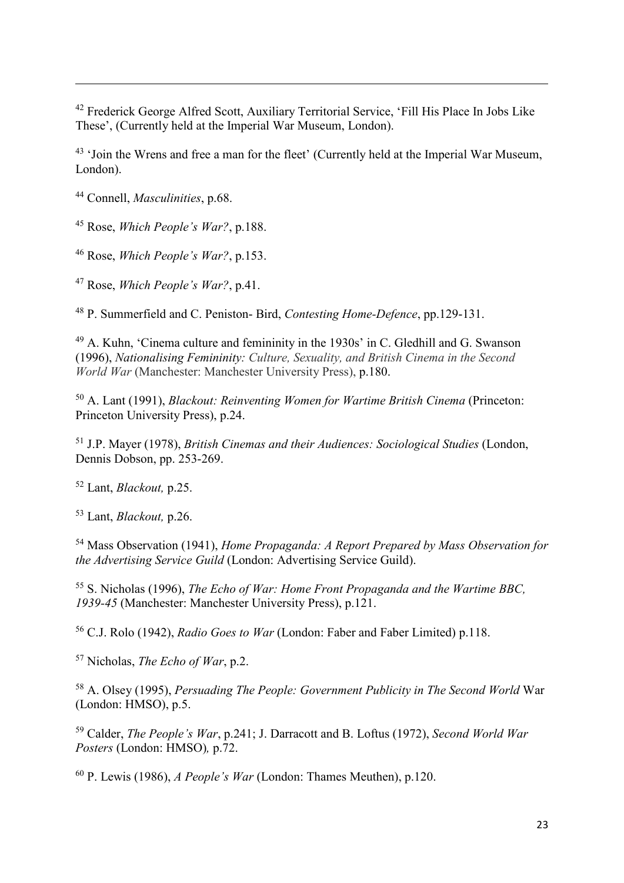[42] Frederick George Alfred Scott, Auxiliary Territorial Service, 'Fill His Place In Jobs Like These', (Currently held at the Imperial War Museum, London).

[43] 'Join the Wrens and free a man for the fleet' (Currently held at the Imperial War Museum, London).

[44] Connell, *Masculinities*, p.68.

[45] Rose, *Which People's War?*, p.188.

[46] Rose, *Which People's War?*, p.153.

[47] Rose, *Which People's War?*, p.41.

[48] P. Summerfield and C. Peniston- Bird, *Contesting Home-Defence*, pp.129-131.

[49] A. Kuhn, 'Cinema culture and femininity in the 1930s' in C. Gledhill and G. Swanson (1996), *Nationalising Femininity: Culture, Sexuality, and British Cinema in the Second World War* (Manchester: Manchester University Press), p.180.

[50] A. Lant (1991), *Blackout: Reinventing Women for Wartime British Cinema* (Princeton: Princeton University Press), p.24.

[51] J.P. Mayer (1978), *British Cinemas and their Audiences: Sociological Studies* (London, Dennis Dobson, pp. 253-269.

[52] Lant, *Blackout,* p.25.

[53] Lant, *Blackout,* p.26.

[54] Mass Observation (1941), *Home Propaganda: A Report Prepared by Mass Observation for the Advertising Service Guild* (London: Advertising Service Guild).

[55] S. Nicholas (1996), *The Echo of War: Home Front Propaganda and the Wartime BBC, 1939-45* (Manchester: Manchester University Press), p.121.

[56] C.J. Rolo (1942), *Radio Goes to War* (London: Faber and Faber Limited) p.118.

[57] Nicholas, *The Echo of War*, p.2.

[58] A. Olsey (1995), *Persuading The People: Government Publicity in The Second World* War (London: HMSO), p.5.

[59] Calder, *The People's War*, p.241; J. Darracott and B. Loftus (1972), *Second World War Posters* (London: HMSO)*,* p.72.

[60] P. Lewis (1986), *A People's War* (London: Thames Meuthen), p.120.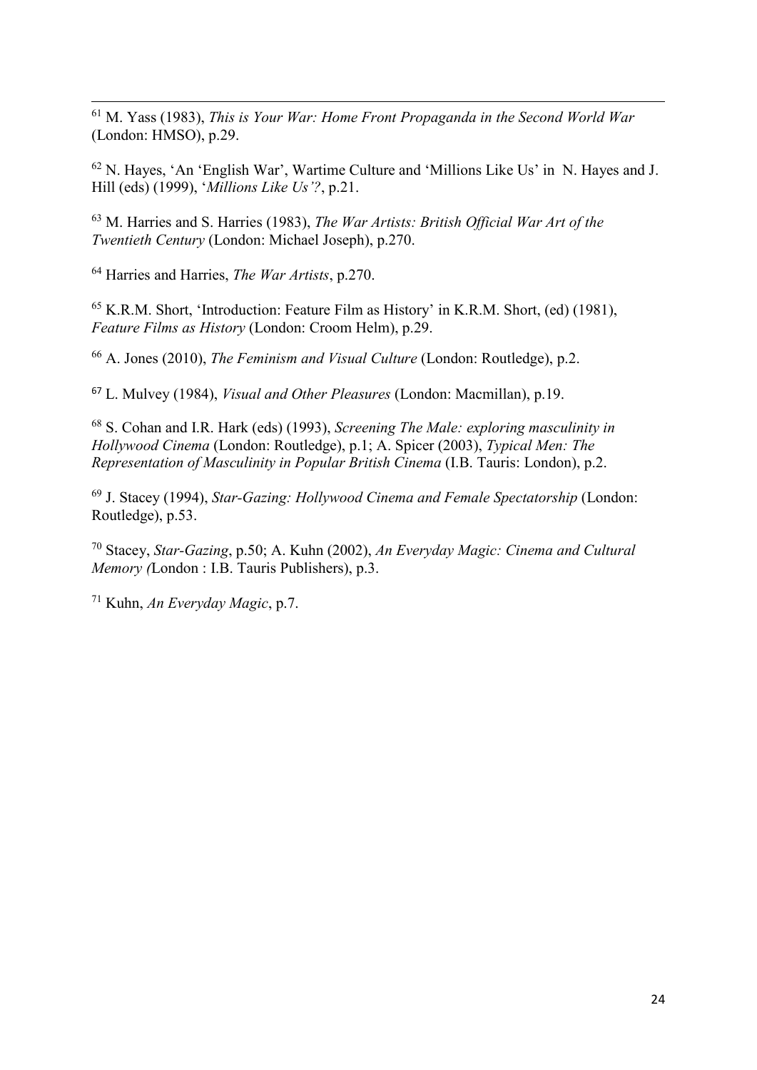[61] M. Yass (1983), *This is Your War: Home Front Propaganda in the Second World War* (London: HMSO), p.29.

[62] N. Hayes, 'An 'English War', Wartime Culture and 'Millions Like Us' in N. Hayes and J. Hill (eds) (1999), '*Millions Like Us'?*, p.21.

[63] M. Harries and S. Harries (1983), *The War Artists: British Official War Art of the Twentieth Century* (London: Michael Joseph), p.270.

[64] Harries and Harries, *The War Artists*, p.270.

[65] K.R.M. Short, 'Introduction: Feature Film as History' in K.R.M. Short, (ed) (1981), *Feature Films as History* (London: Croom Helm), p.29.

[66] A. Jones (2010), *The Feminism and Visual Culture* (London: Routledge), p.2.

[67] L. Mulvey (1984), *Visual and Other Pleasures* (London: Macmillan), p.19.

[68] S. Cohan and I.R. Hark (eds) (1993), *Screening The Male: exploring masculinity in Hollywood Cinema* (London: Routledge), p.1; A. Spicer (2003), *Typical Men: The Representation of Masculinity in Popular British Cinema* (I.B. Tauris: London), p.2.

[69] J. Stacey (1994), *Star-Gazing: Hollywood Cinema and Female Spectatorship* (London: Routledge), p.53.

[70] Stacey, *Star-Gazing*, p.50; A. Kuhn (2002), *An Everyday Magic: Cinema and Cultural Memory (*London : I.B. Tauris Publishers), p.3.

[71] Kuhn, *An Everyday Magic*, p.7.